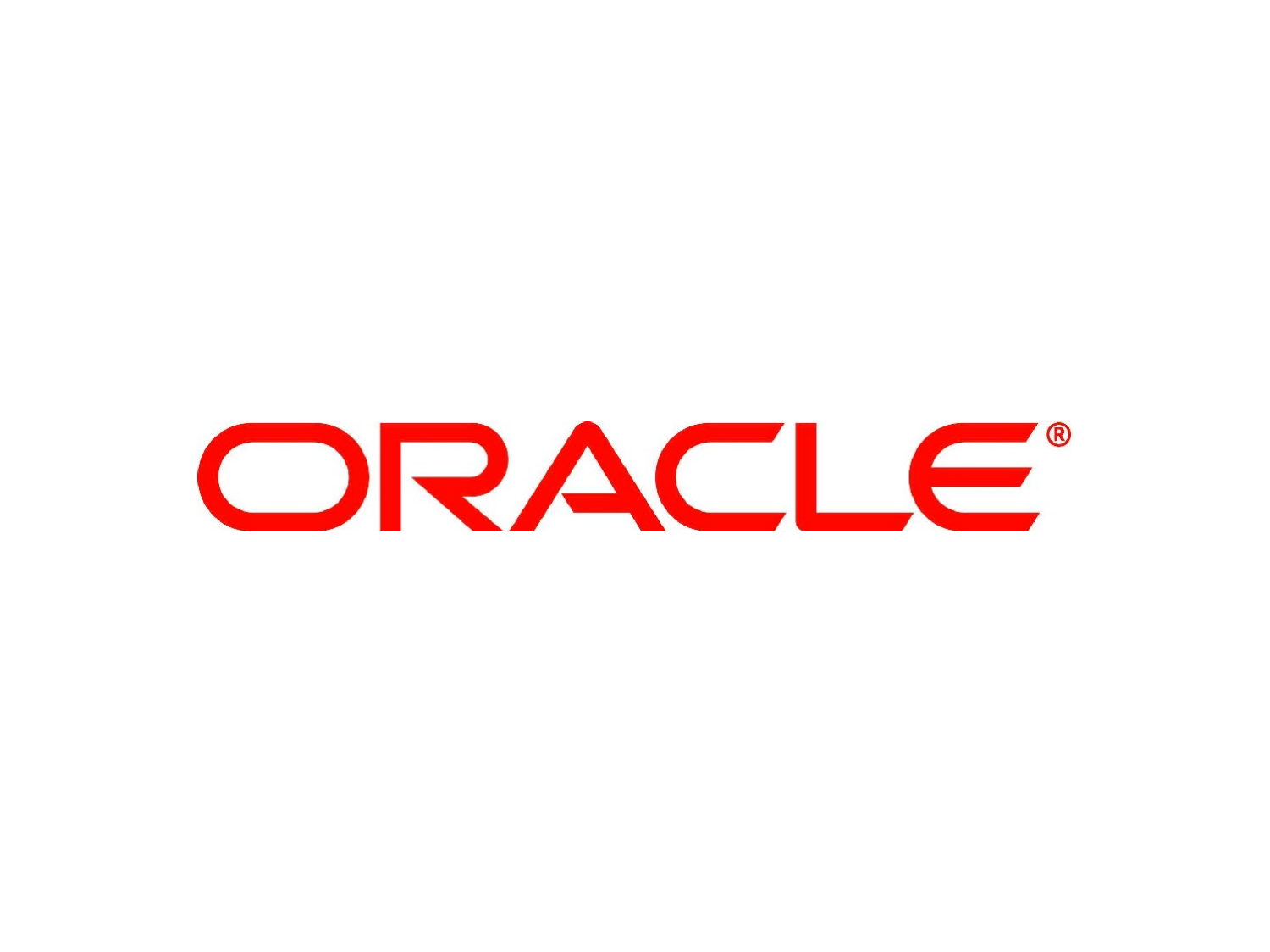ORACLE®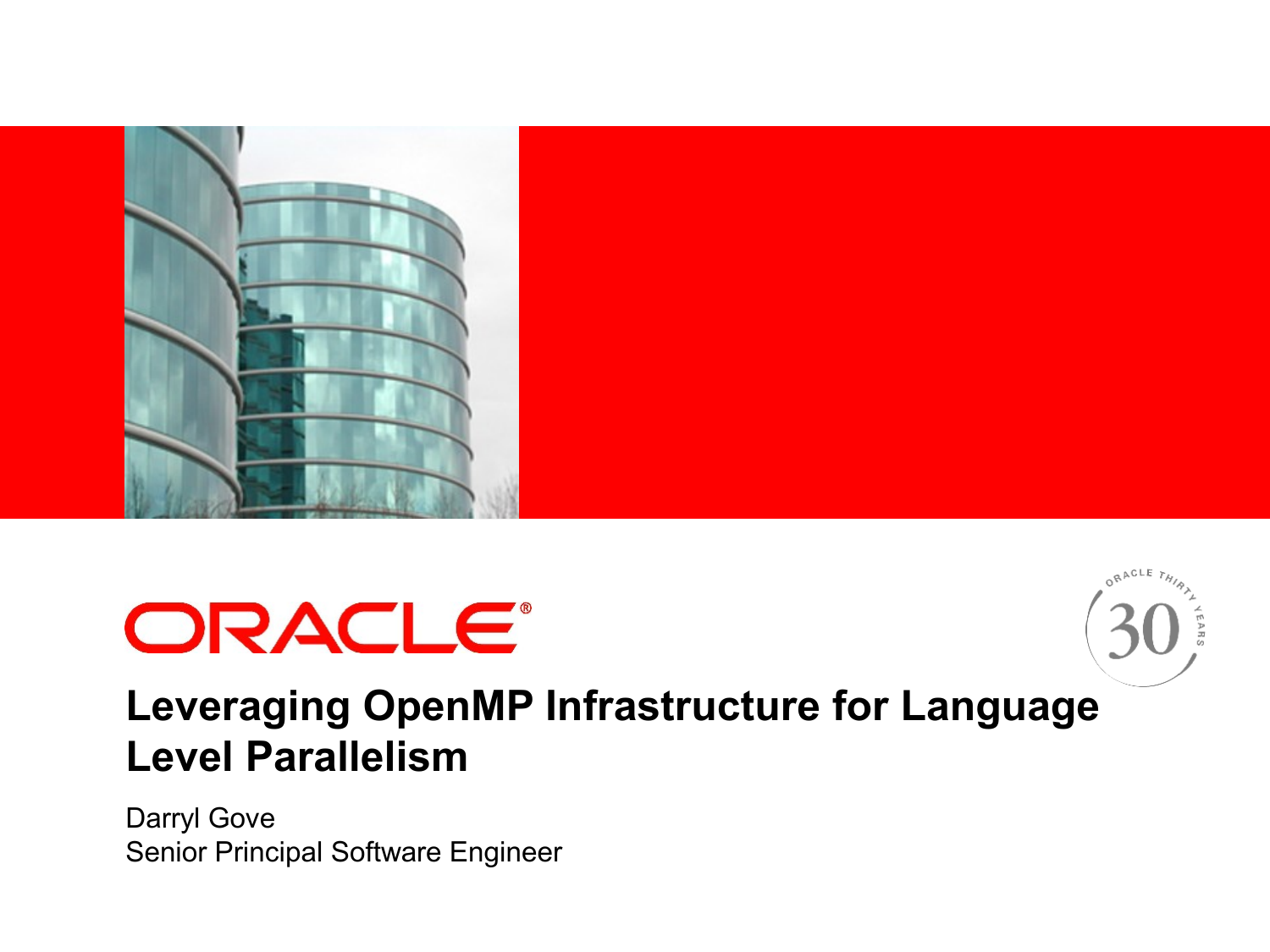# Leveraging OpenMP Infrastructure for Language Level Parallelism

Darryl Gove
Senior Principal Software Engineer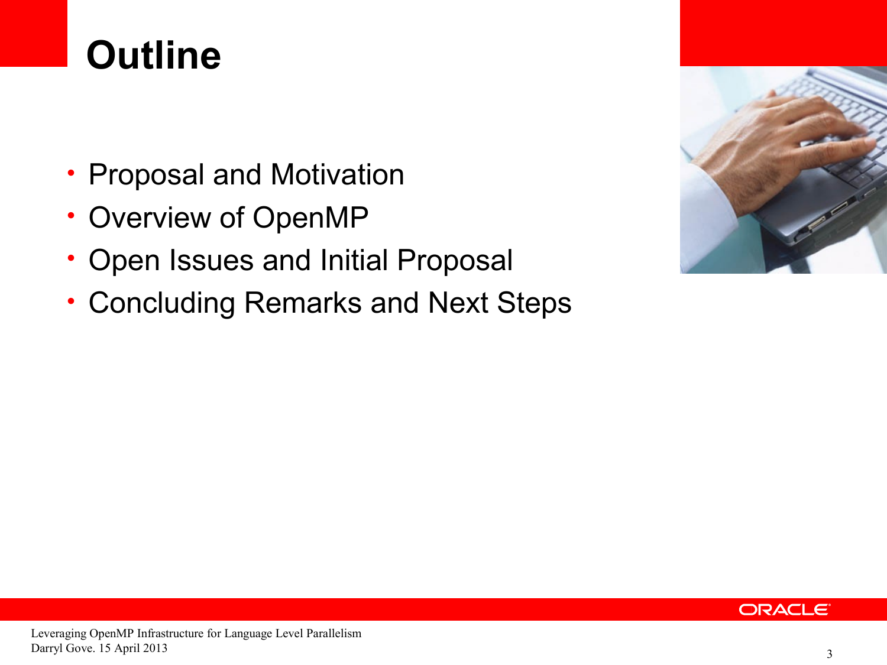# Outline

- Proposal and Motivation
- Overview of OpenMP
- Open Issues and Initial Proposal
- Concluding Remarks and Next Steps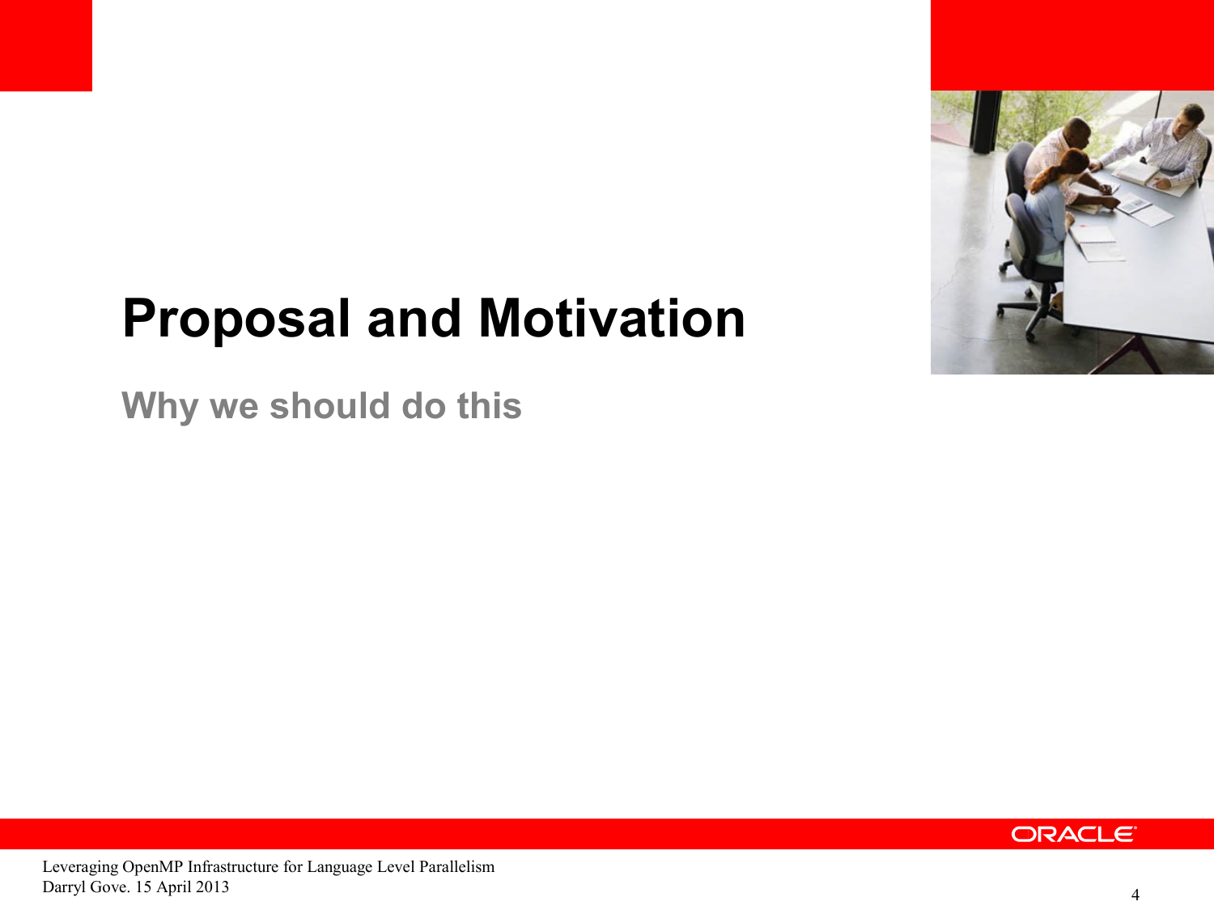# Proposal and Motivation

## Why we should do this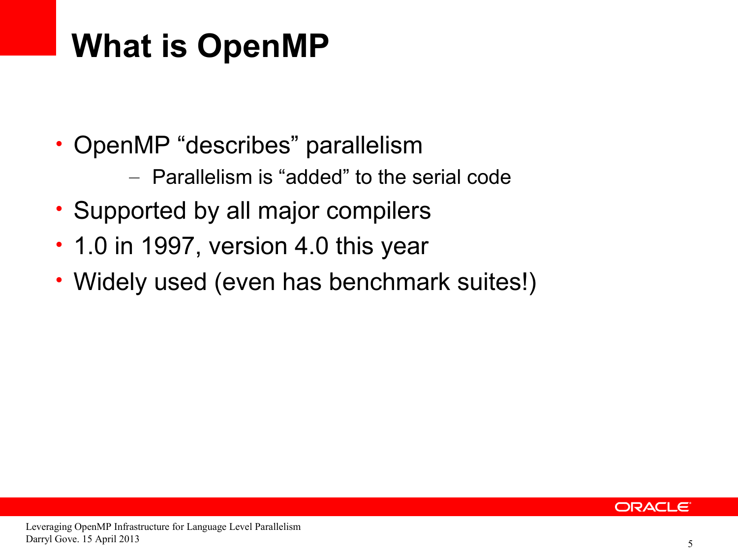# What is OpenMP

- OpenMP “describes” parallelism
  - Parallelism is “added” to the serial code
- Supported by all major compilers
- 1.0 in 1997, version 4.0 this year
- Widely used (even has benchmark suites!)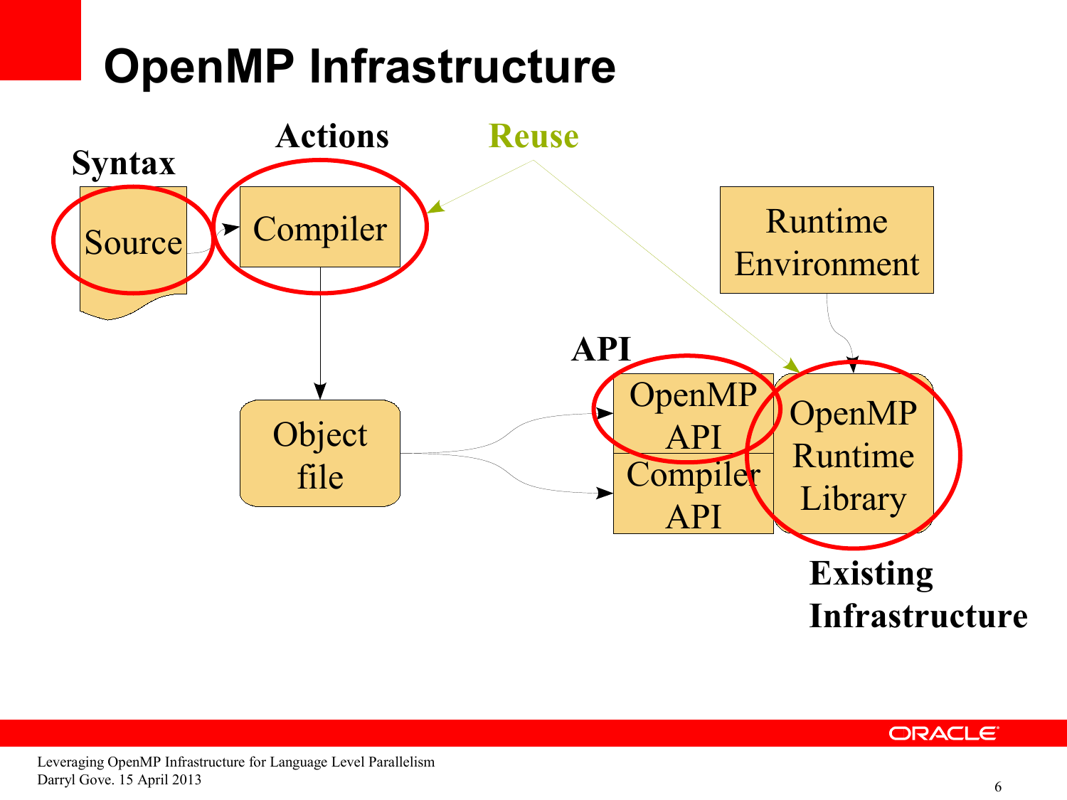# OpenMP Infrastructure

Syntax

Source

Actions

Compiler

Reuse

Object file

API

OpenMP API

Compiler API

Runtime Environment

OpenMP Runtime Library

Existing Infrastructure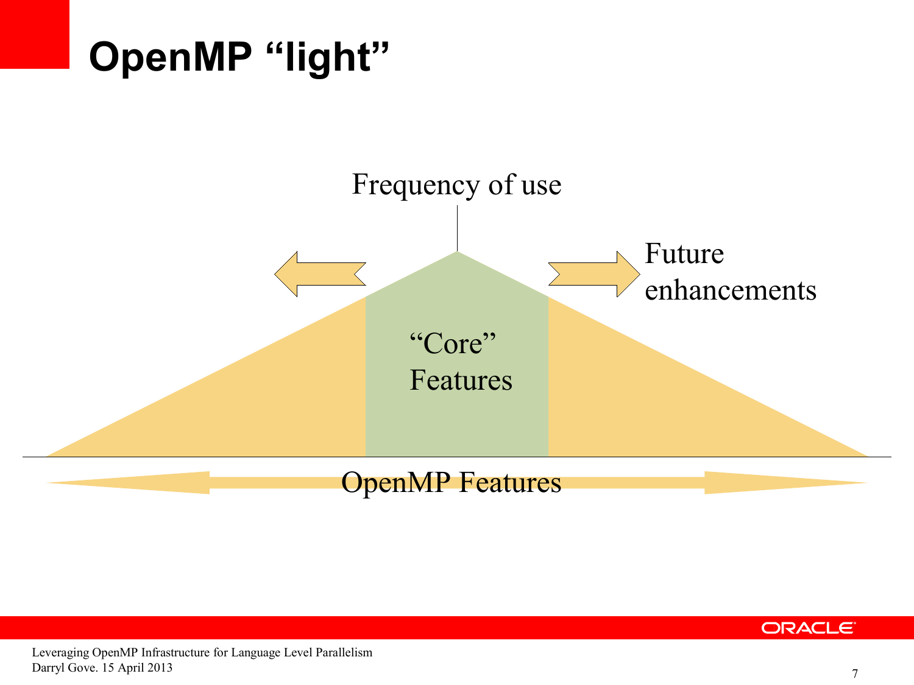# OpenMP "light"

Frequency of use

Future enhancements

"Core" Features

OpenMP Features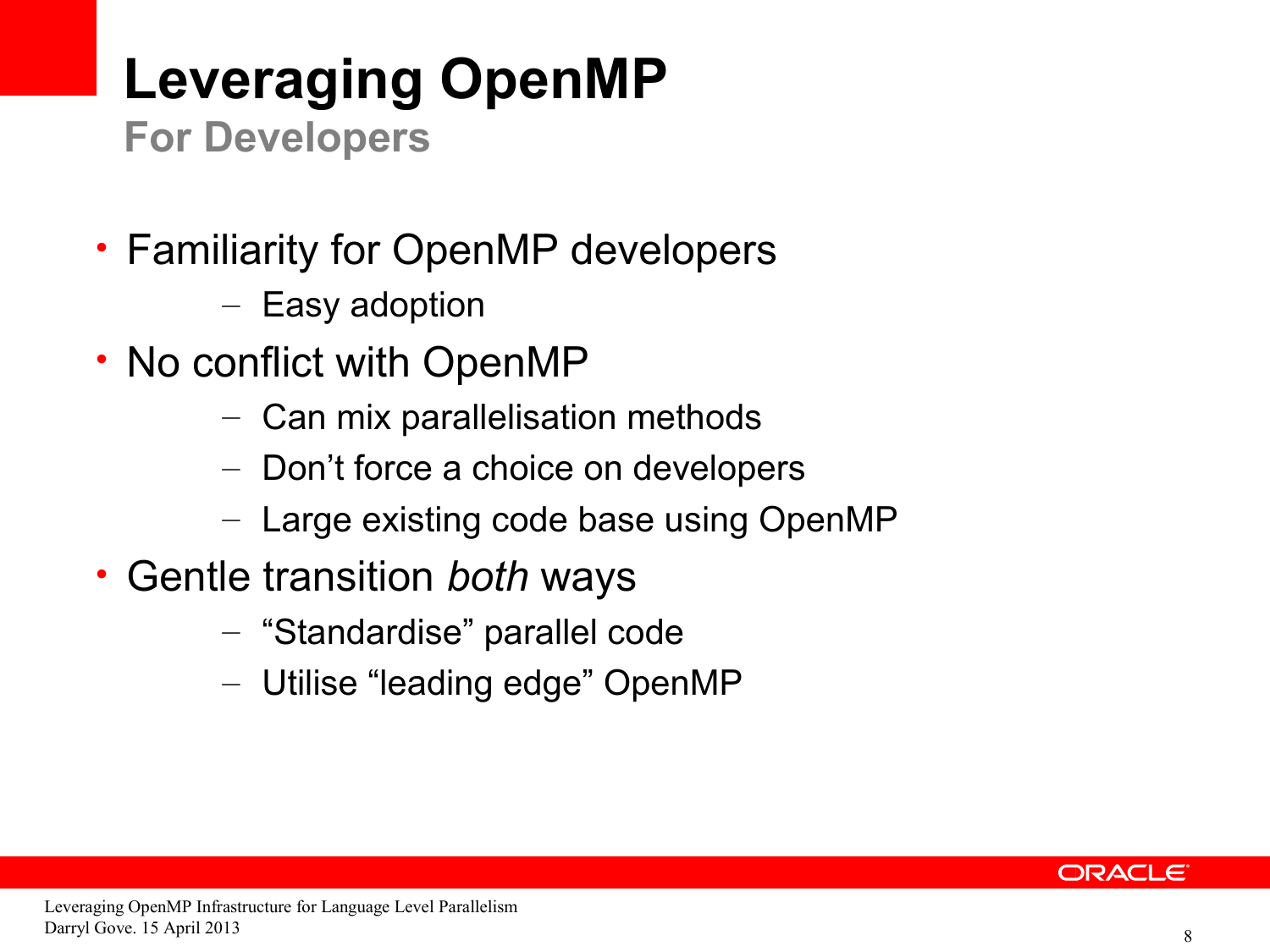# Leveraging OpenMP

## For Developers

- Familiarity for OpenMP developers
  - Easy adoption
- No conflict with OpenMP
  - Can mix parallelisation methods
  - Don’t force a choice on developers
  - Large existing code base using OpenMP
- Gentle transition *both* ways
  - “Standardise” parallel code
  - Utilise “leading edge” OpenMP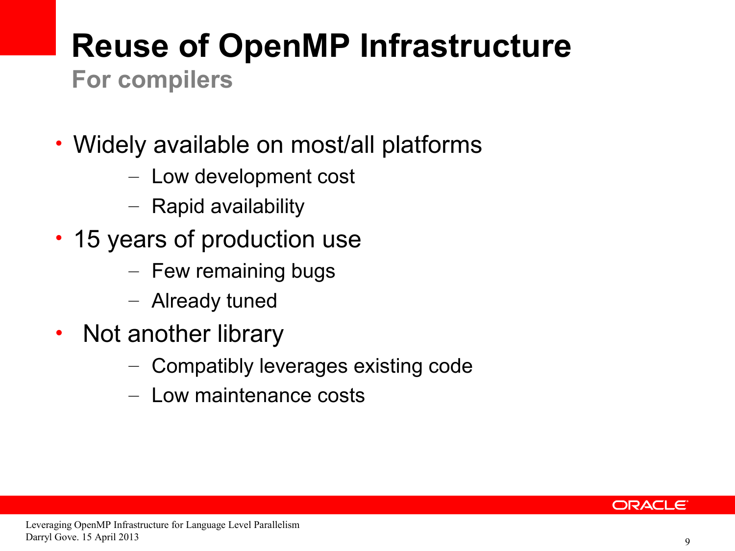# Reuse of OpenMP Infrastructure

## For compilers

- Widely available on most/all platforms
  - Low development cost
  - Rapid availability
- 15 years of production use
  - Few remaining bugs
  - Already tuned
- Not another library
  - Compatibly leverages existing code
  - Low maintenance costs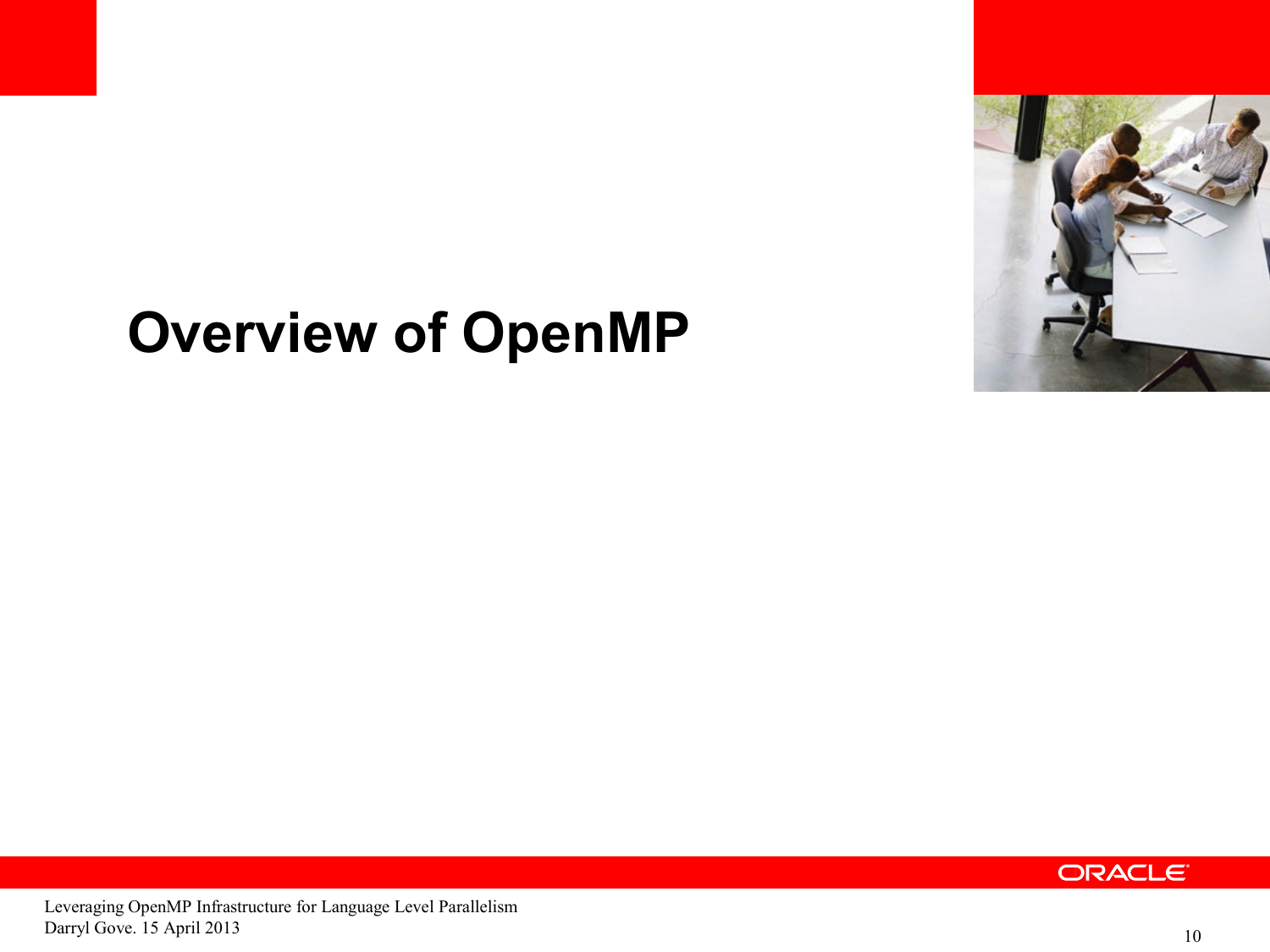# Overview of OpenMP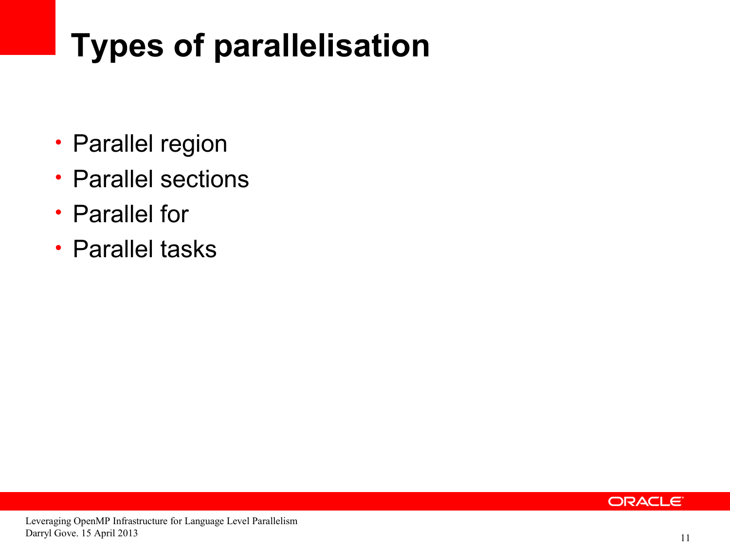# Types of parallelisation

- Parallel region
- Parallel sections
- Parallel for
- Parallel tasks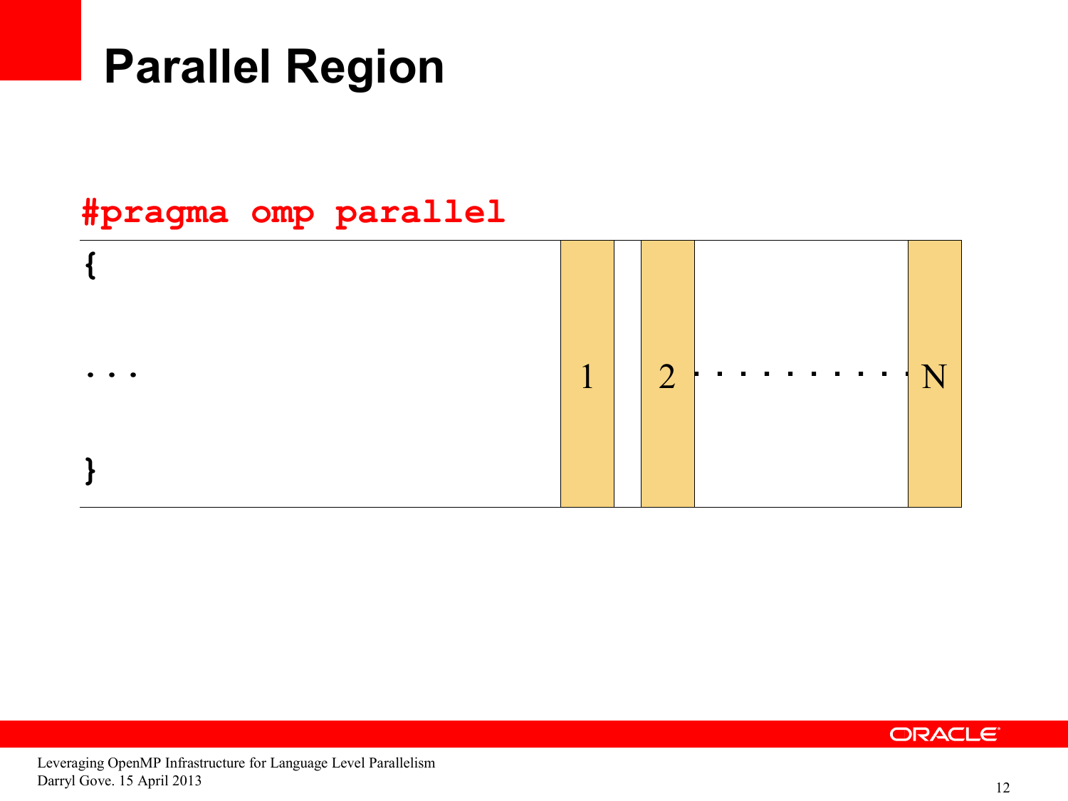# Parallel Region

```
#pragma omp parallel
{

...

}
```

1 2 . . . . . . . . . . N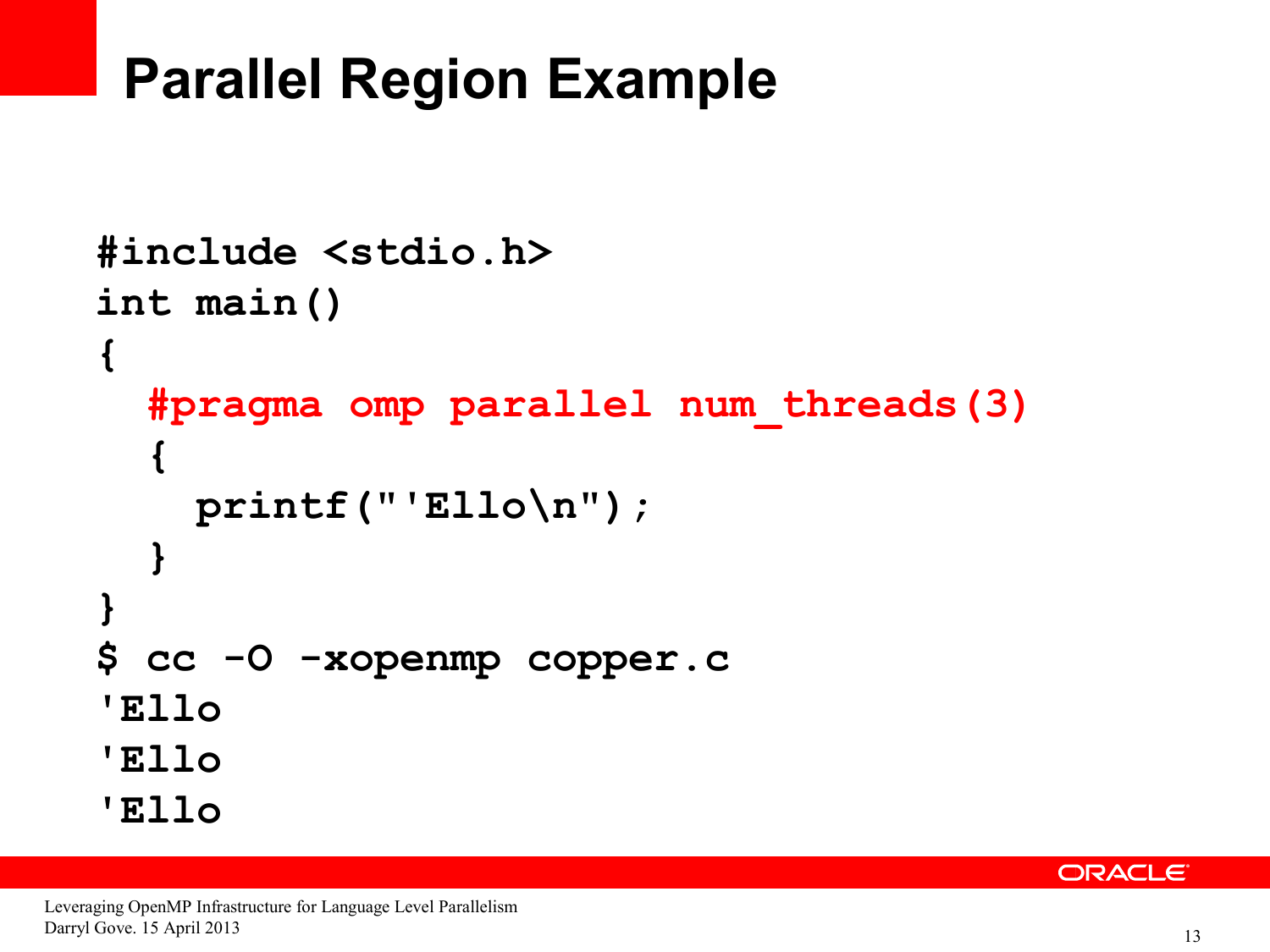# Parallel Region Example

```
#include <stdio.h>
int main()
{
  #pragma omp parallel num_threads(3)
  {
    printf("'Ello\n");
  }
}
$ cc -O -xopenmp copper.c
'Ello
'Ello
'Ello
```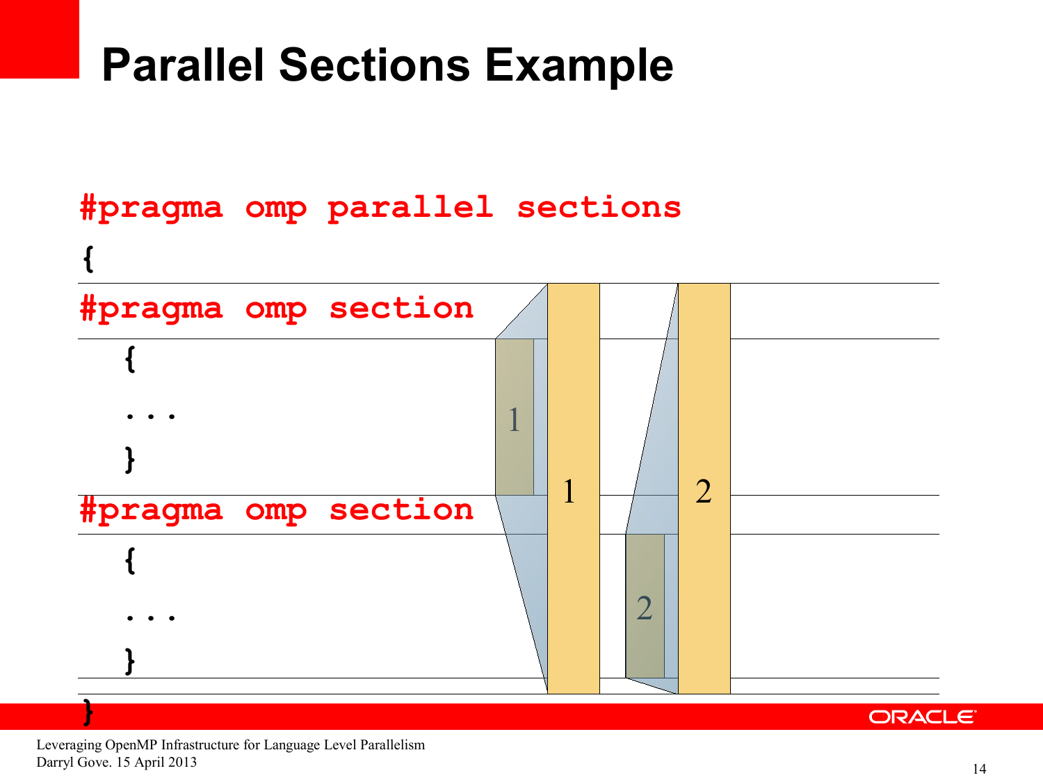# Parallel Sections Example

```
#pragma omp parallel sections
{
#pragma omp section
   {
   ...
   }
#pragma omp section
   {
   ...
   }
}
```

1

2

1

2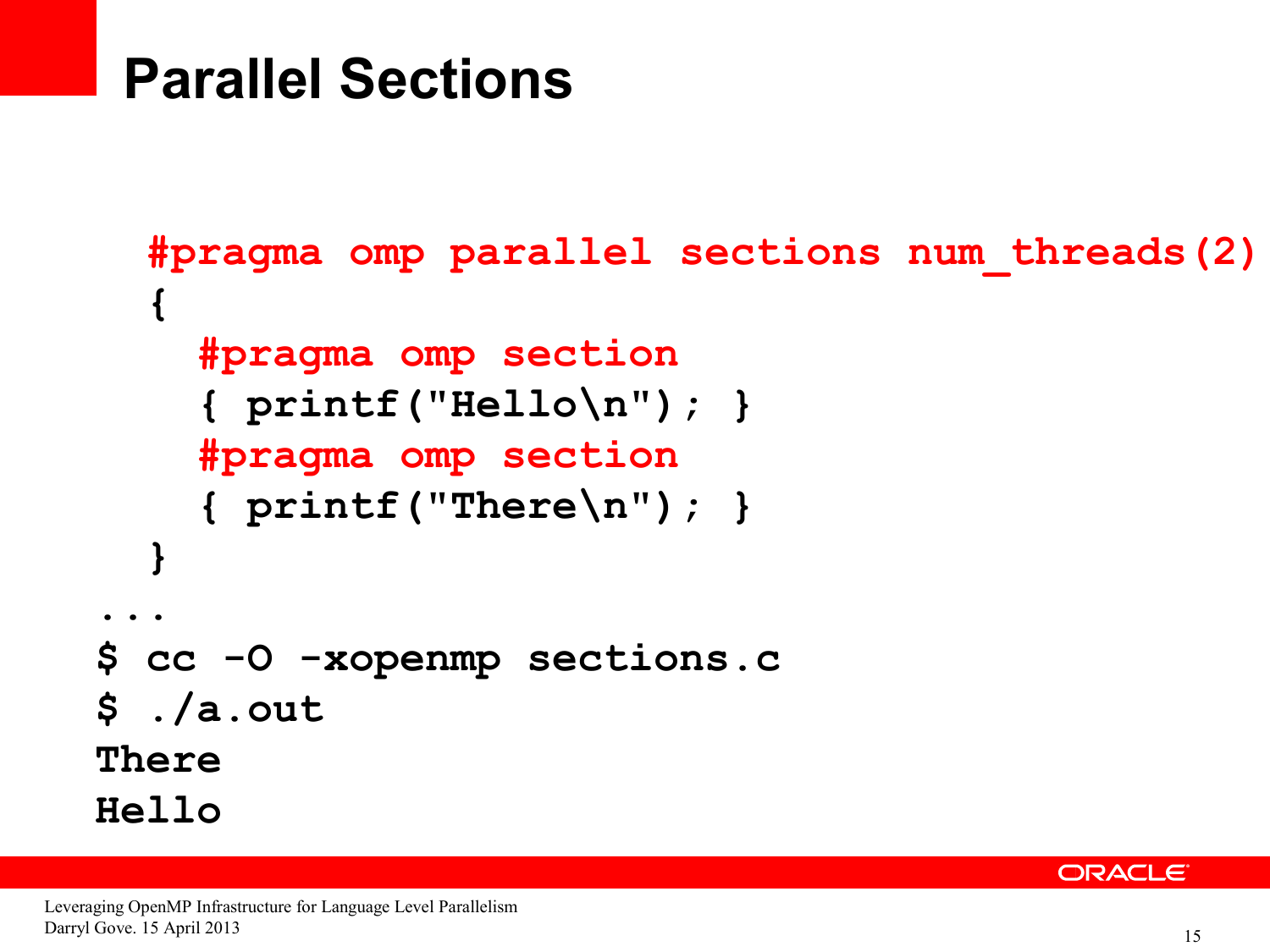# Parallel Sections

```
  #pragma omp parallel sections num_threads(2)
  {
    #pragma omp section
    { printf("Hello\n"); }
    #pragma omp section
    { printf("There\n"); }
  }
...
$ cc -O -xopenmp sections.c
$ ./a.out
There
Hello
```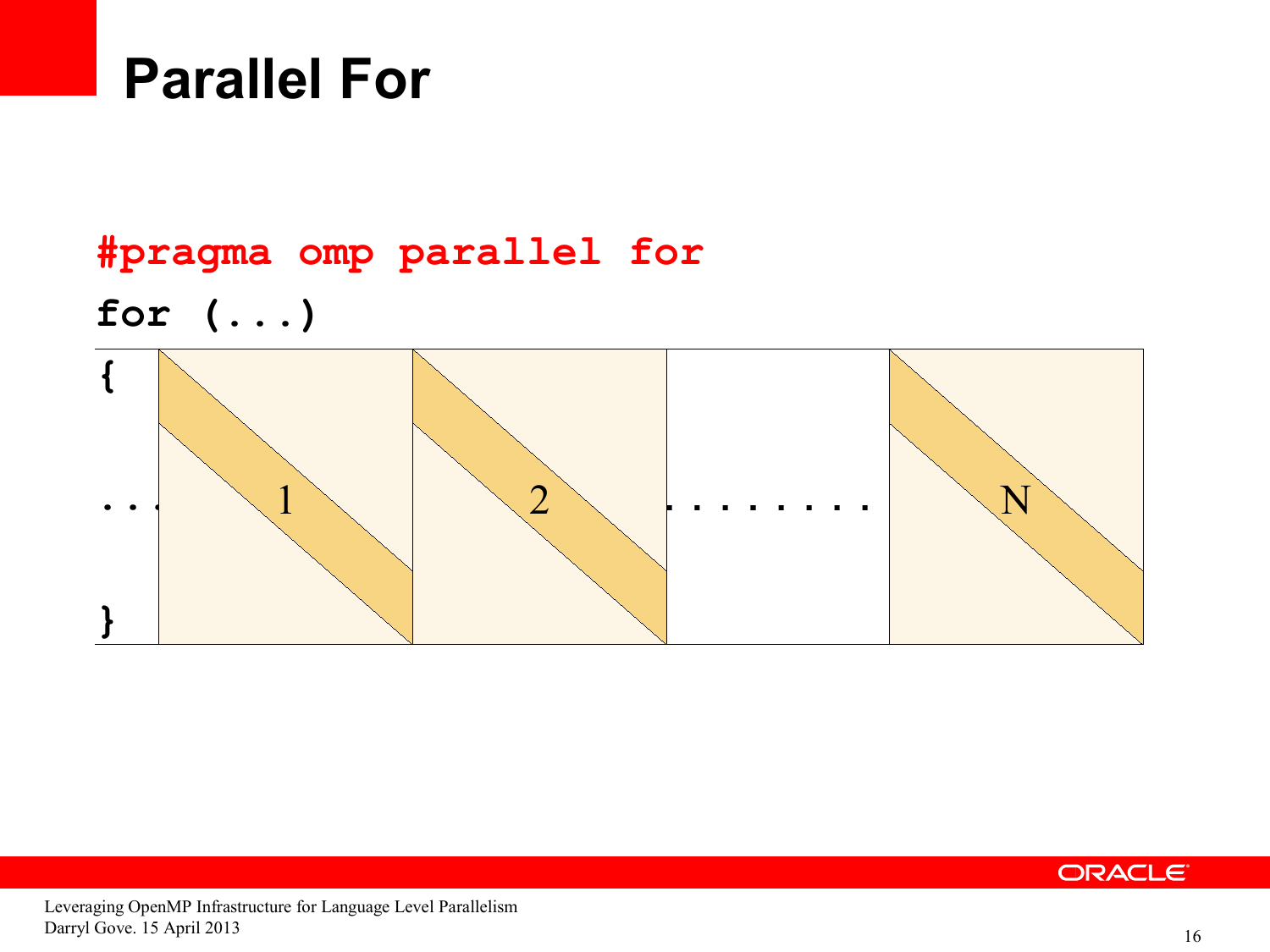# Parallel For

```
#pragma omp parallel for
for (...)
{
...
}
```

1 &nbsp;&nbsp; 2 &nbsp;&nbsp; ........ &nbsp;&nbsp; N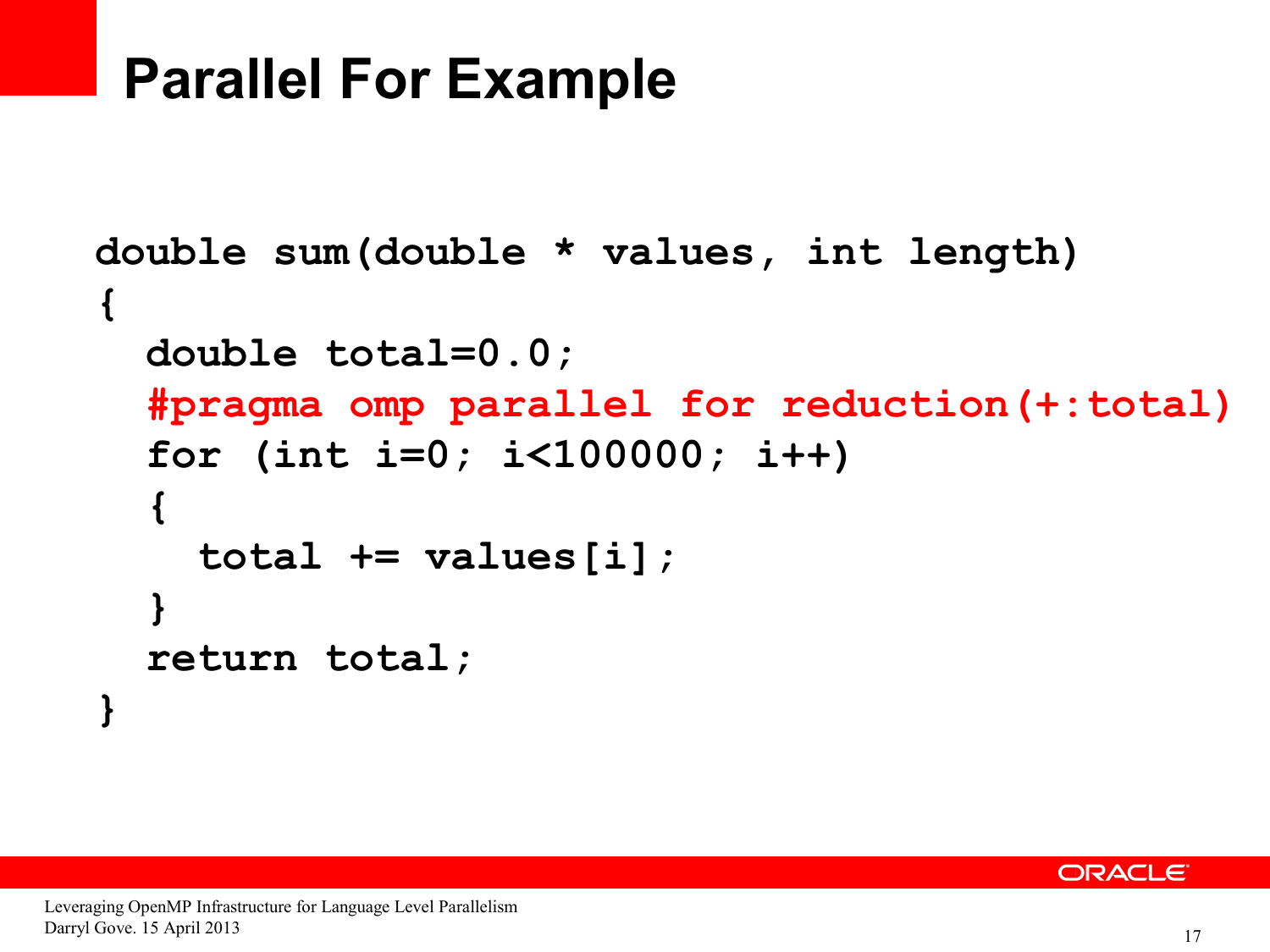# Parallel For Example

```
double sum(double * values, int length)
{
  double total=0.0;
  #pragma omp parallel for reduction(+:total)
  for (int i=0; i<100000; i++)
  {
    total += values[i];
  }
  return total;
}
```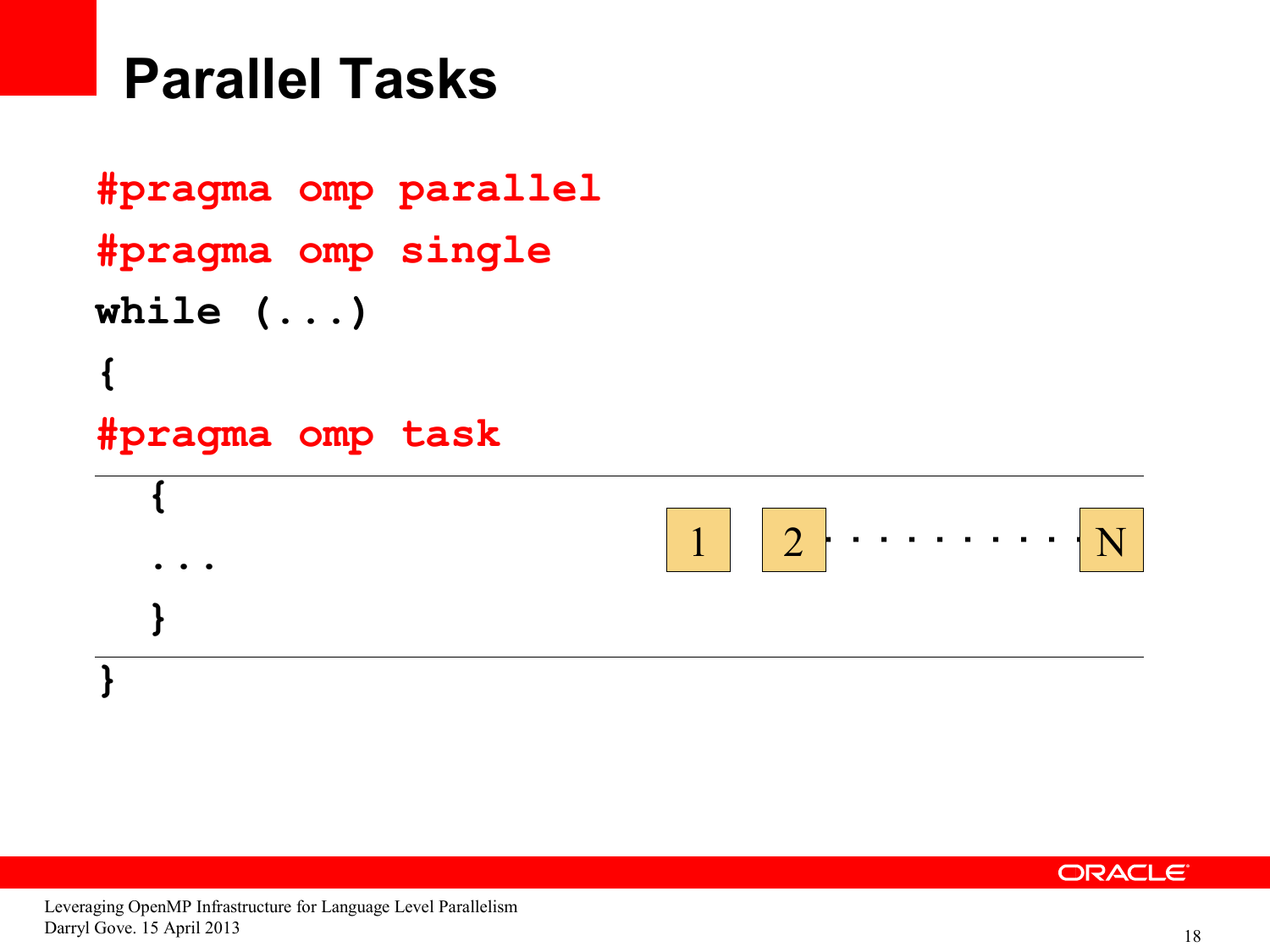# Parallel Tasks

```
#pragma omp parallel
#pragma omp single
while (...)
{
#pragma omp task
   {
   ...
   }
}
```

1 2 . . . . . . . . . . . N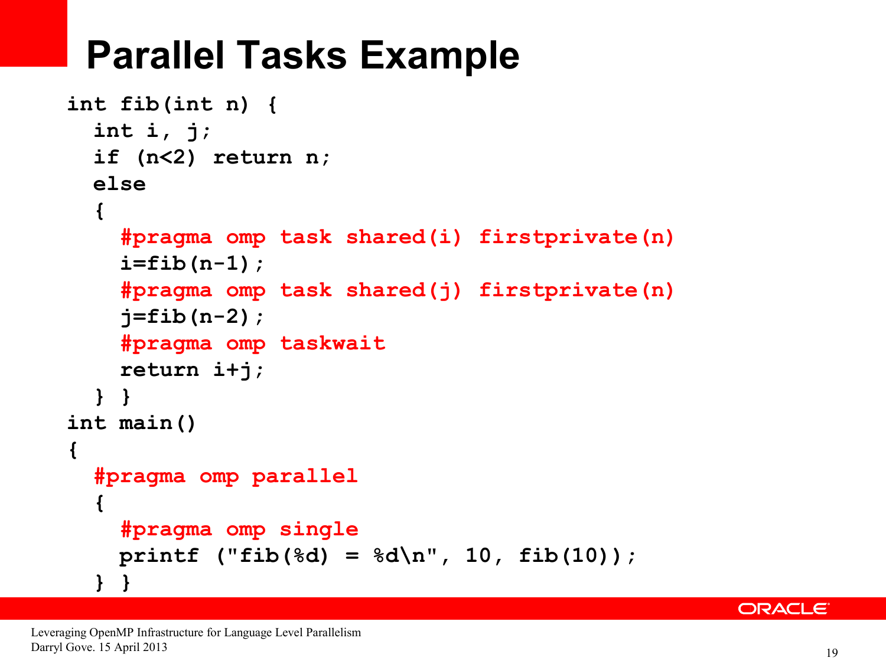# Parallel Tasks Example

```
int fib(int n) {
  int i, j;
  if (n<2) return n;
  else
  {
    #pragma omp task shared(i) firstprivate(n)
    i=fib(n-1);
    #pragma omp task shared(j) firstprivate(n)
    j=fib(n-2);
    #pragma omp taskwait
    return i+j;
  } }
int main()
{
  #pragma omp parallel
  {
    #pragma omp single
    printf ("fib(%d) = %d\n", 10, fib(10));
  } }
```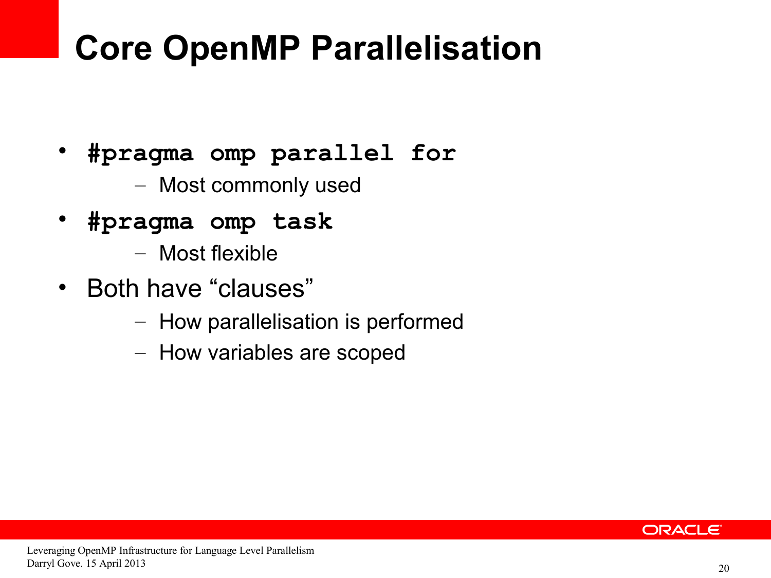# Core OpenMP Parallelisation

- `#pragma omp parallel for`
  - Most commonly used
- `#pragma omp task`
  - Most flexible
- Both have “clauses”
  - How parallelisation is performed
  - How variables are scoped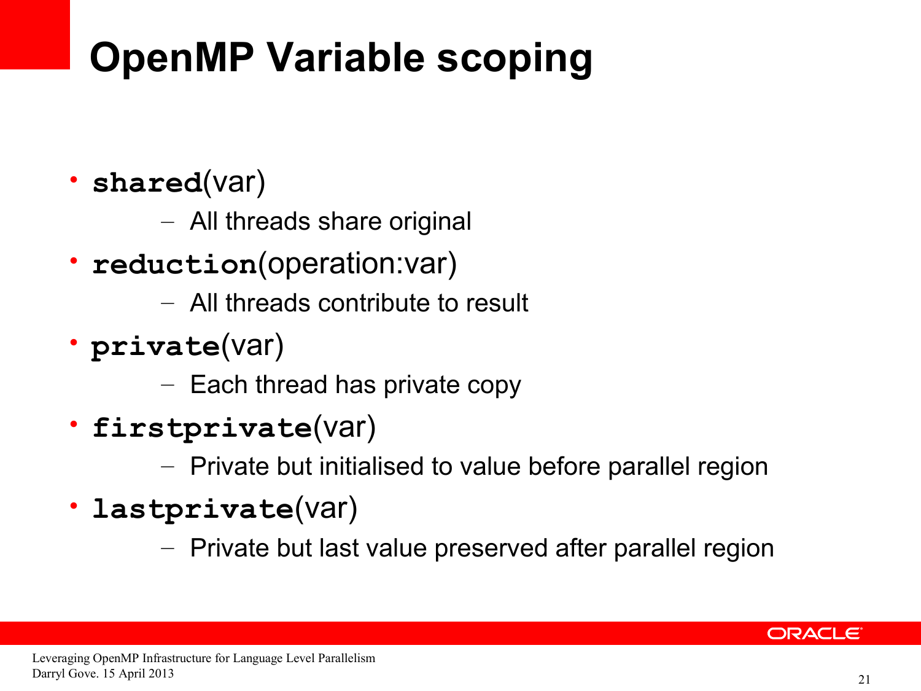# OpenMP Variable scoping

- **`shared`**(var)
  - All threads share original
- **`reduction`**(operation:var)
  - All threads contribute to result
- **`private`**(var)
  - Each thread has private copy
- **`firstprivate`**(var)
  - Private but initialised to value before parallel region
- **`lastprivate`**(var)
  - Private but last value preserved after parallel region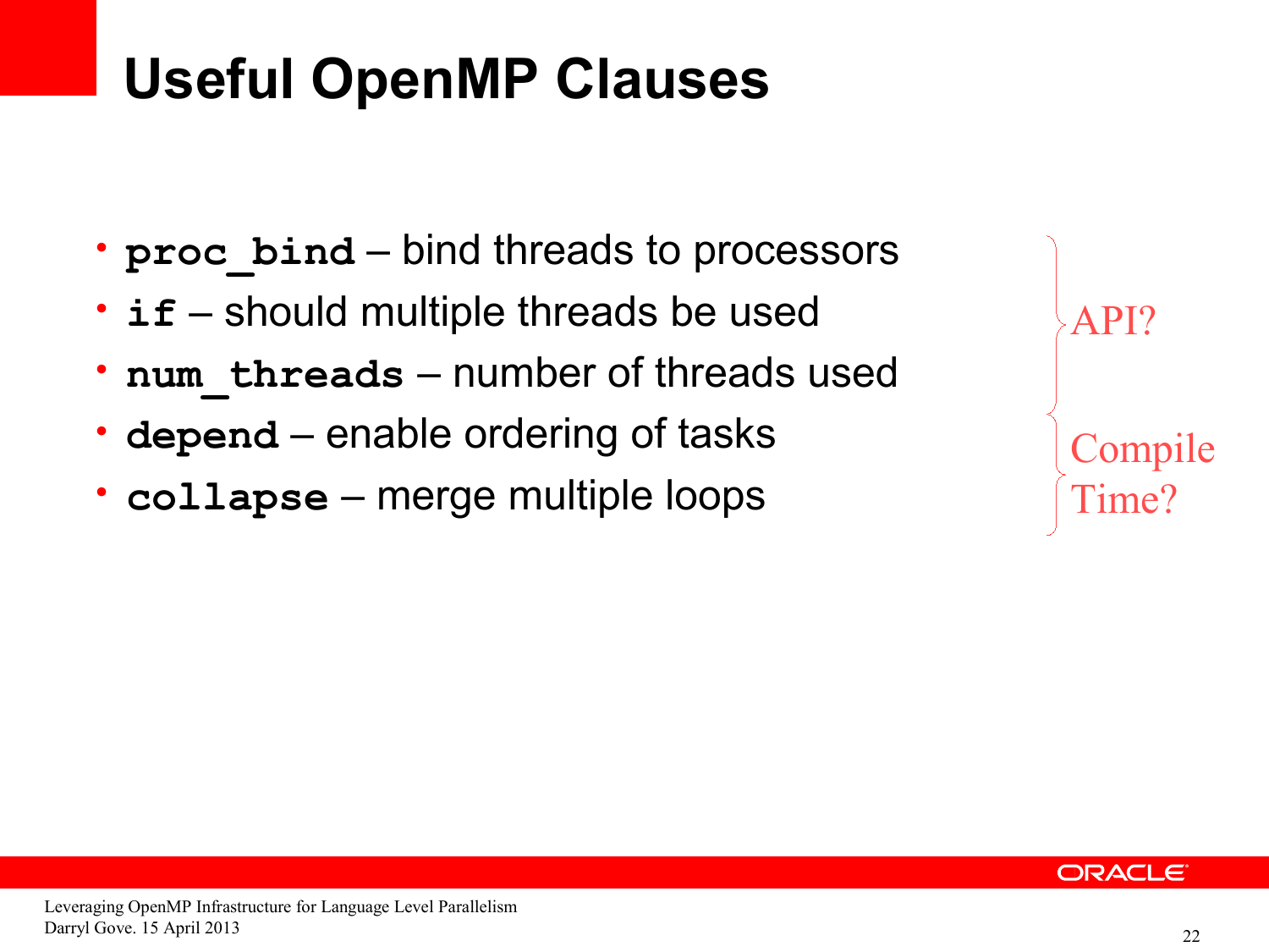# Useful OpenMP Clauses

- **`proc_bind`** – bind threads to processors
- **`if`** – should multiple threads be used
- **`num_threads`** – number of threads used
- **`depend`** – enable ordering of tasks
- **`collapse`** – merge multiple loops

API?

Compile Time?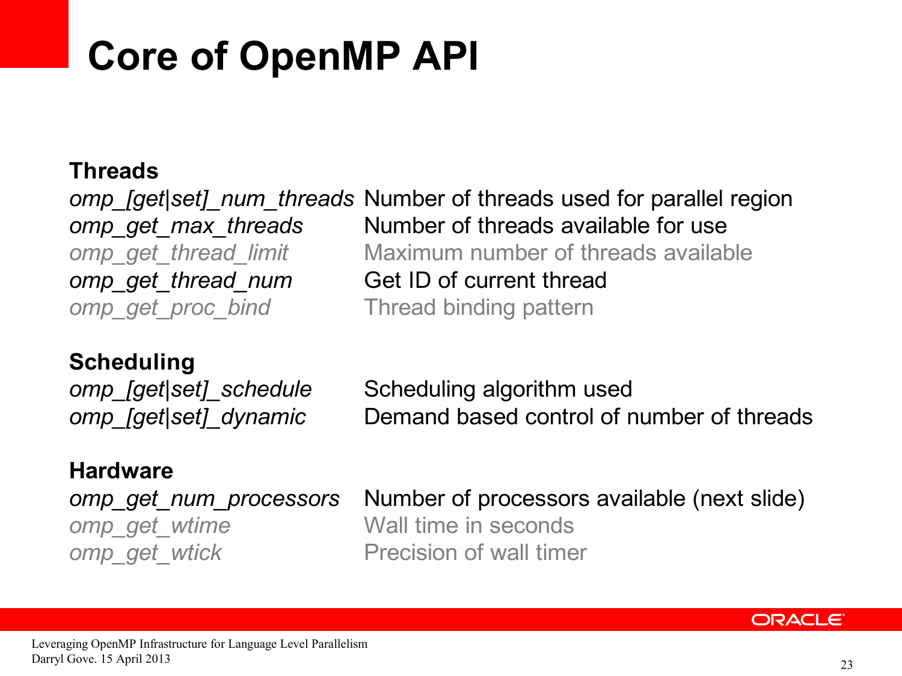# Core of OpenMP API

**Threads**

| | |
|---|---|
| *omp_[get\|set]_num_threads* | Number of threads used for parallel region |
| *omp_get_max_threads* | Number of threads available for use |
| *omp_get_thread_limit* | Maximum number of threads available |
| *omp_get_thread_num* | Get ID of current thread |
| *omp_get_proc_bind* | Thread binding pattern |

**Scheduling**

| | |
|---|---|
| *omp_[get\|set]_schedule* | Scheduling algorithm used |
| *omp_[get\|set]_dynamic* | Demand based control of number of threads |

**Hardware**

| | |
|---|---|
| *omp_get_num_processors* | Number of processors available (next slide) |
| *omp_get_wtime* | Wall time in seconds |
| *omp_get_wtick* | Precision of wall timer |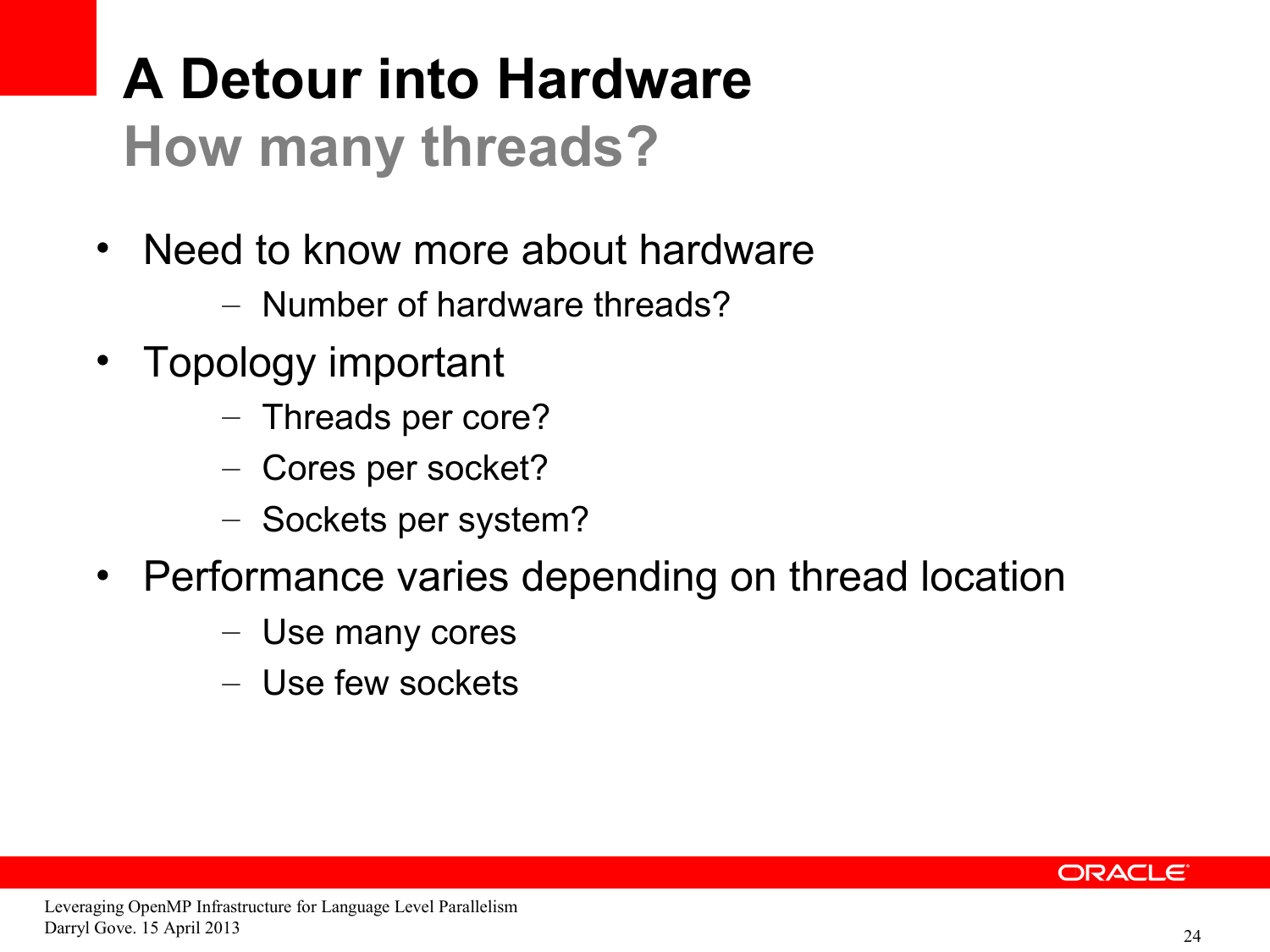# A Detour into Hardware

## How many threads?

- Need to know more about hardware
  - Number of hardware threads?
- Topology important
  - Threads per core?
  - Cores per socket?
  - Sockets per system?
- Performance varies depending on thread location
  - Use many cores
  - Use few sockets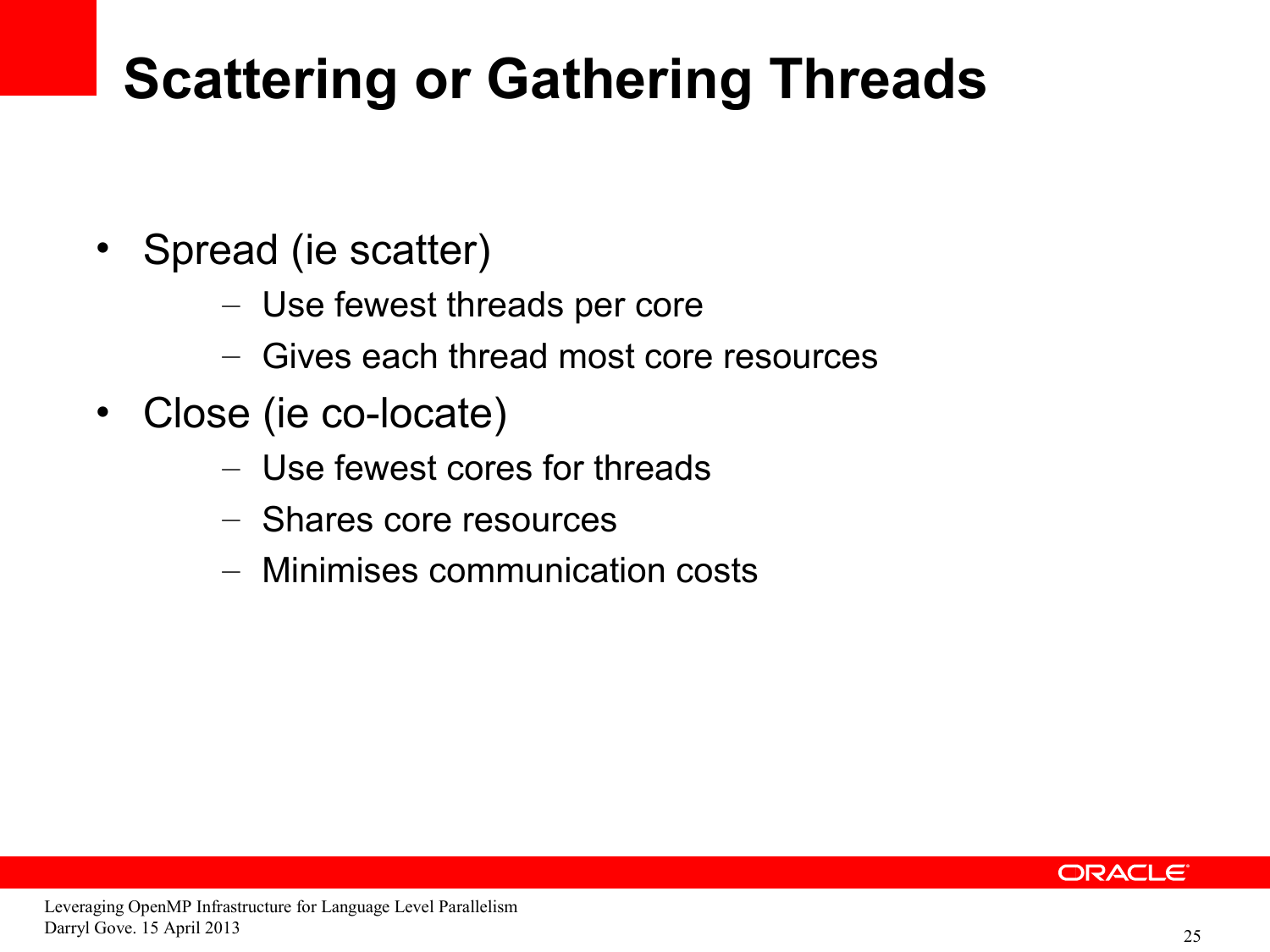# Scattering or Gathering Threads

- Spread (ie scatter)
  - Use fewest threads per core
  - Gives each thread most core resources
- Close (ie co-locate)
  - Use fewest cores for threads
  - Shares core resources
  - Minimises communication costs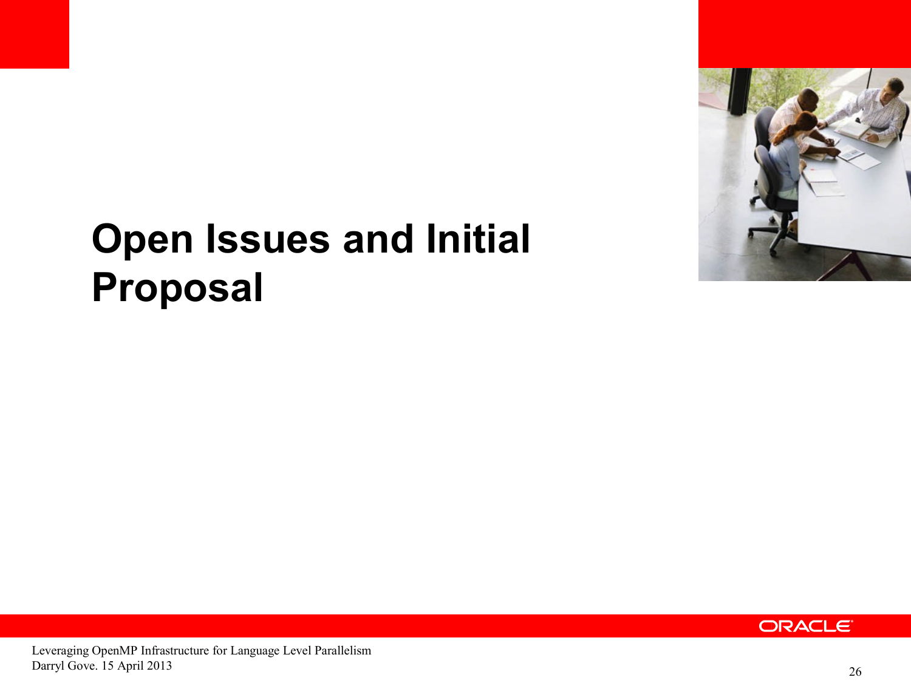# Open Issues and Initial Proposal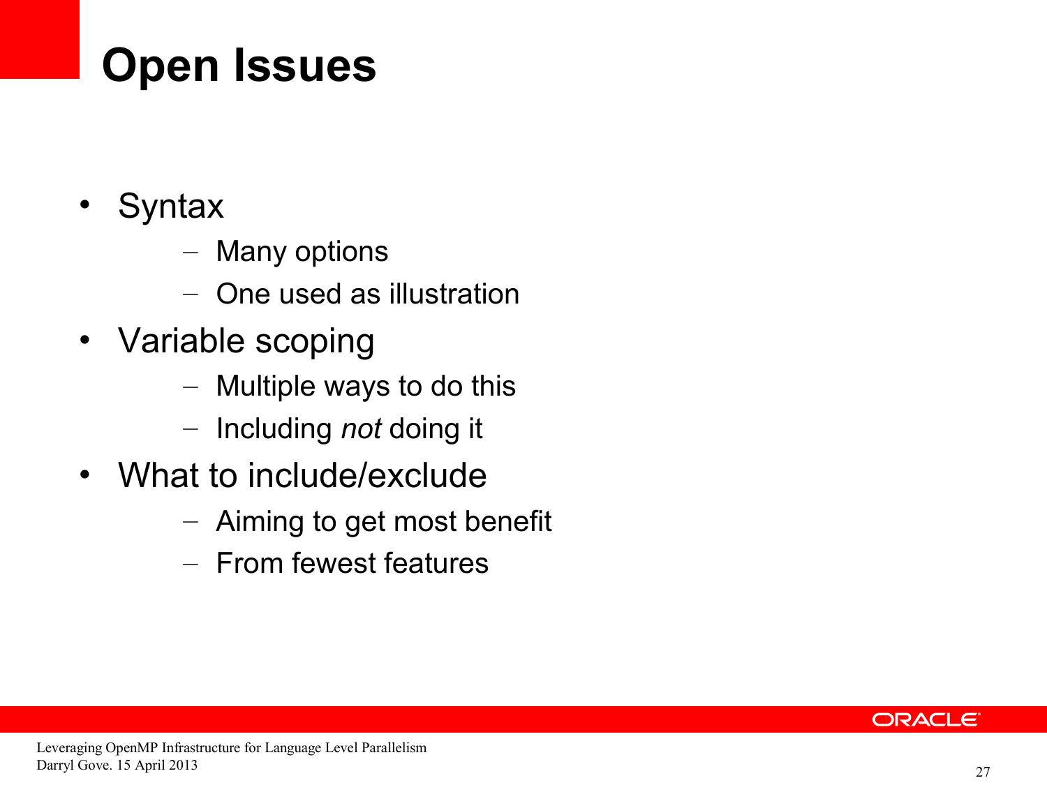# Open Issues

- Syntax
  - Many options
  - One used as illustration
- Variable scoping
  - Multiple ways to do this
  - Including *not* doing it
- What to include/exclude
  - Aiming to get most benefit
  - From fewest features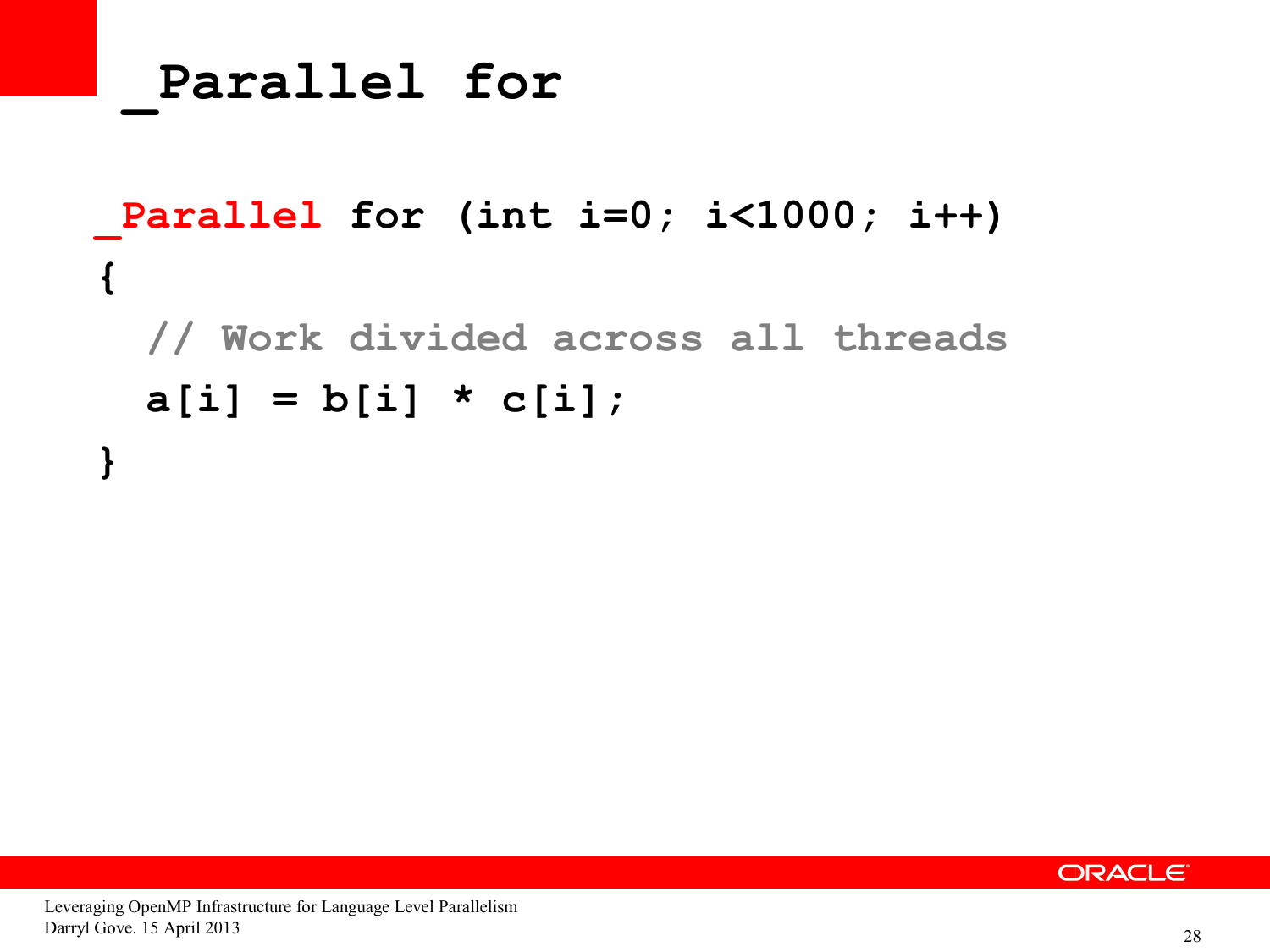# _Parallel for

```
_Parallel for (int i=0; i<1000; i++)
{
  // Work divided across all threads
  a[i] = b[i] * c[i];
}
```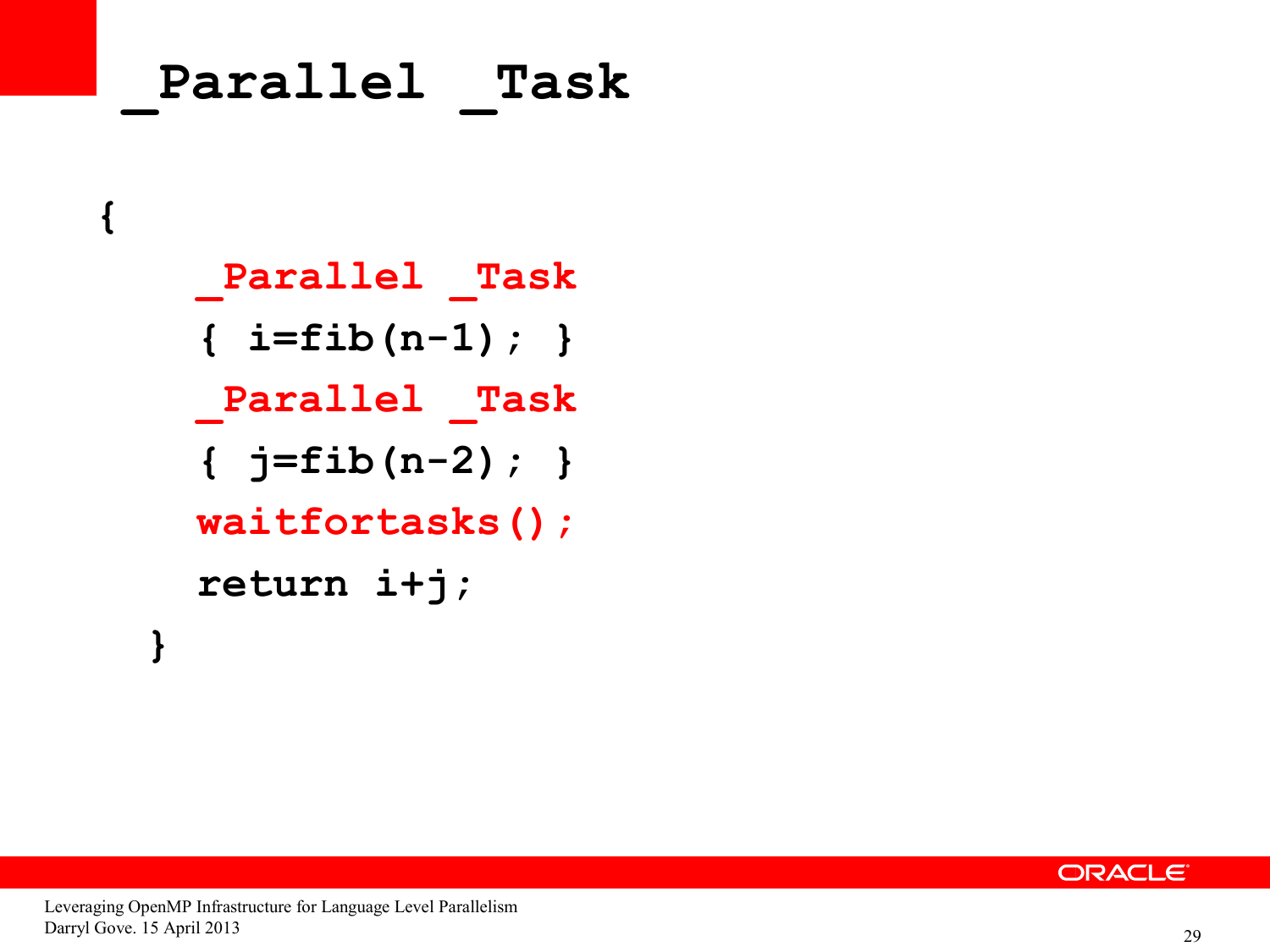# _Parallel _Task

```
{
    _Parallel _Task
    { i=fib(n-1); }
    _Parallel _Task
    { j=fib(n-2); }
    waitfortasks();
    return i+j;
  }
```

Leveraging OpenMP Infrastructure for Language Level Parallelism
Darryl Gove. 15 April 2013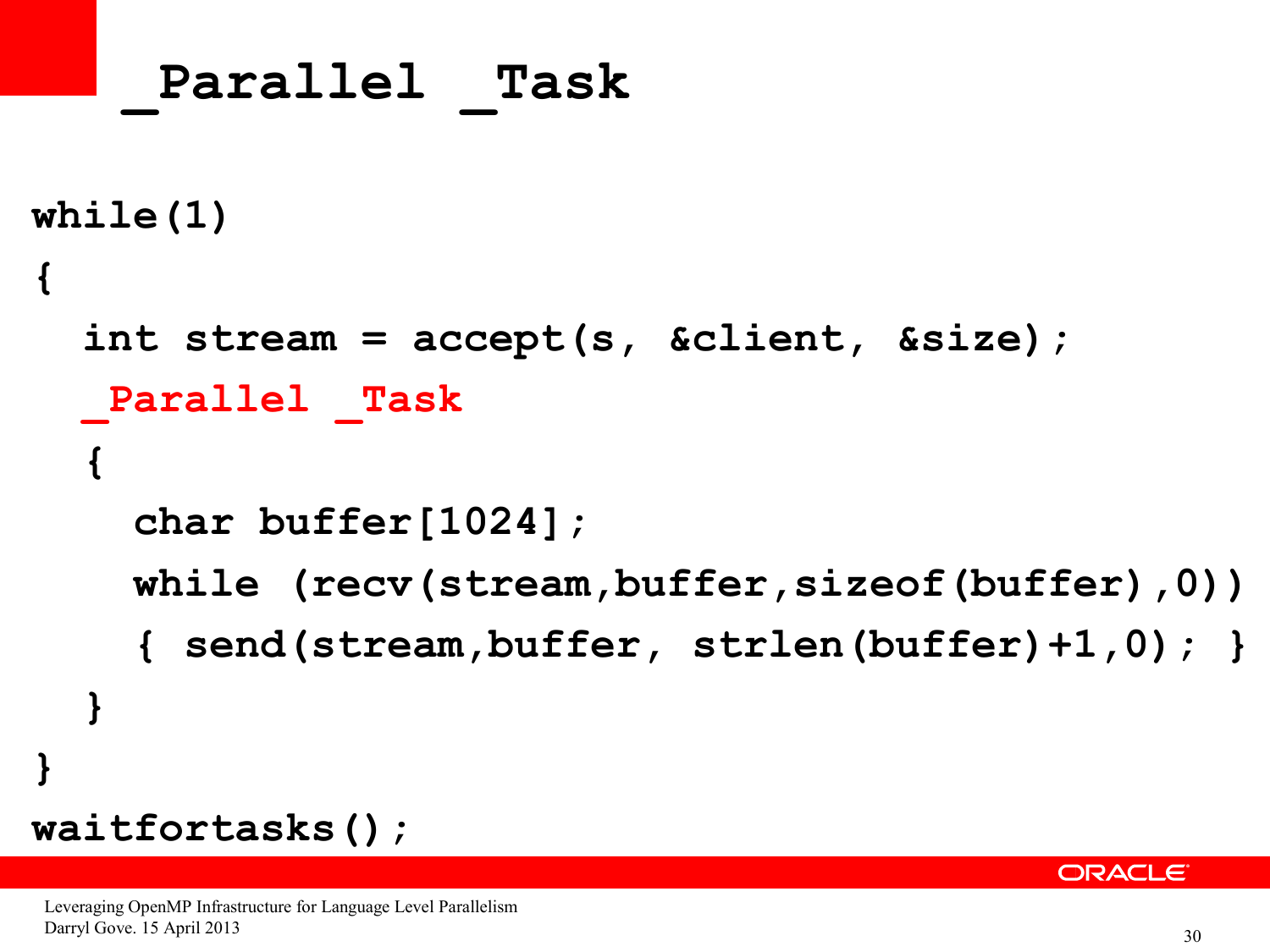# _Parallel _Task

```
while(1)
{
  int stream = accept(s, &client, &size);
  _Parallel _Task
  {
    char buffer[1024];
    while (recv(stream,buffer,sizeof(buffer),0))
    { send(stream,buffer, strlen(buffer)+1,0); }
  }
}
waitfortasks();
```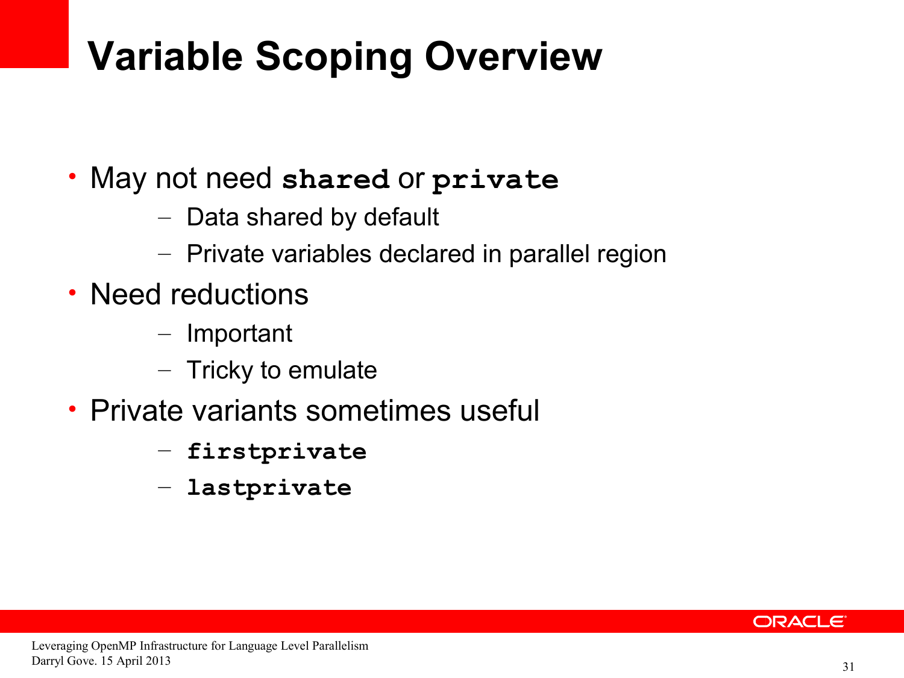# Variable Scoping Overview

- May not need `shared` or `private`
  - Data shared by default
  - Private variables declared in parallel region
- Need reductions
  - Important
  - Tricky to emulate
- Private variants sometimes useful
  - `firstprivate`
  - `lastprivate`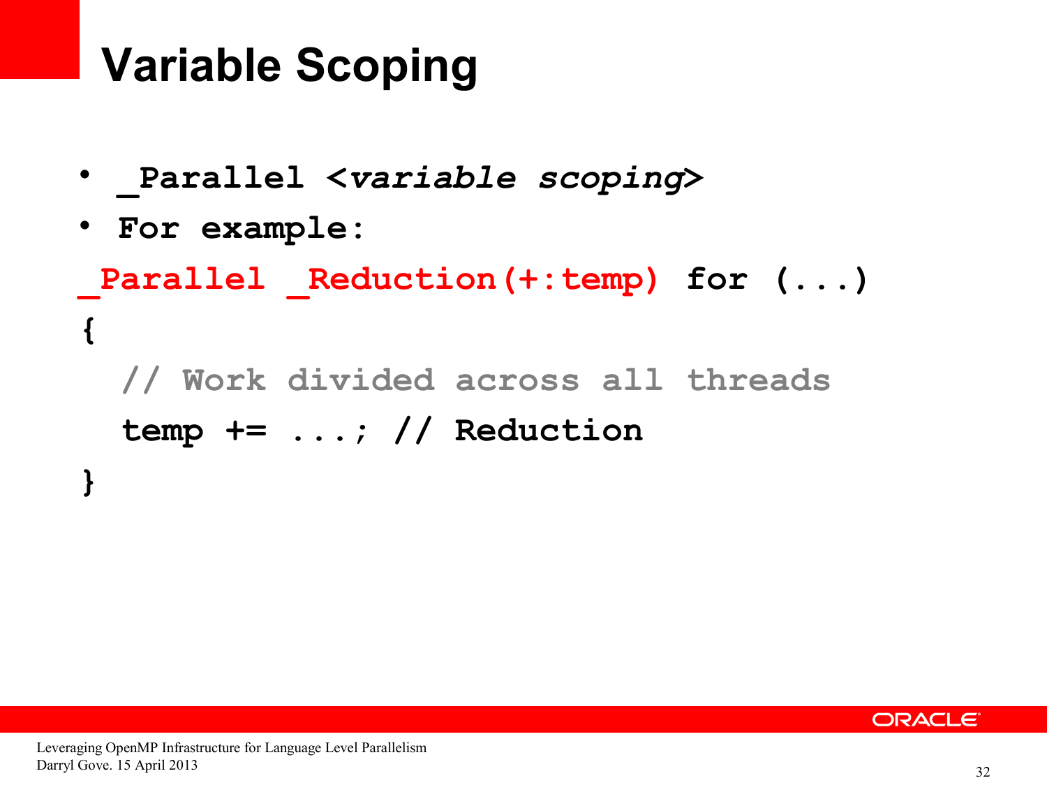# Variable Scoping

- `_Parallel <variable scoping>`
- `For example:`

```
_Parallel _Reduction(+:temp) for (...)
{
  // Work divided across all threads
  temp += ...; // Reduction
}
```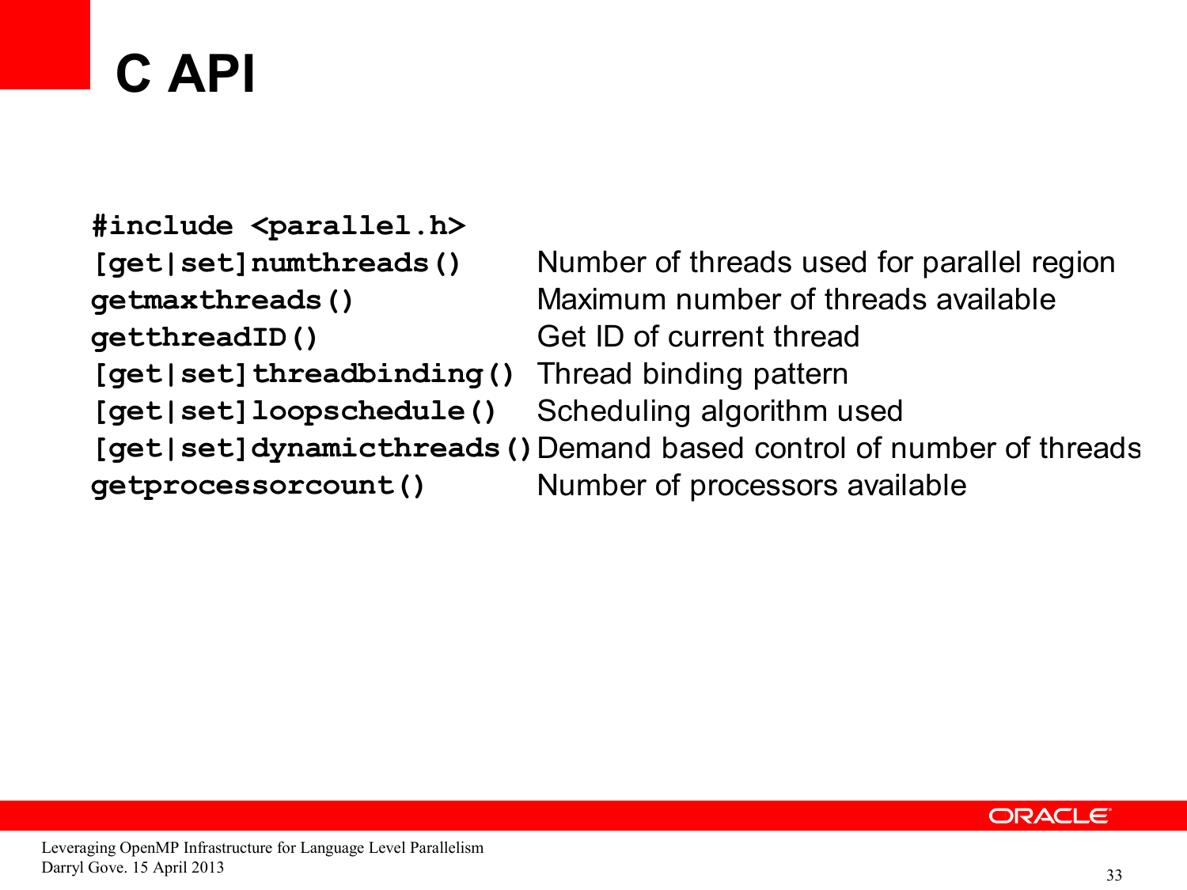# C API

| | |
|---|---|
| `#include <parallel.h>` | |
| `[get|set]numthreads()` | Number of threads used for parallel region |
| `getmaxthreads()` | Maximum number of threads available |
| `getthreadID()` | Get ID of current thread |
| `[get|set]threadbinding()` | Thread binding pattern |
| `[get|set]loopschedule()` | Scheduling algorithm used |
| `[get|set]dynamicthreads()` | Demand based control of number of threads |
| `getprocessorcount()` | Number of processors available |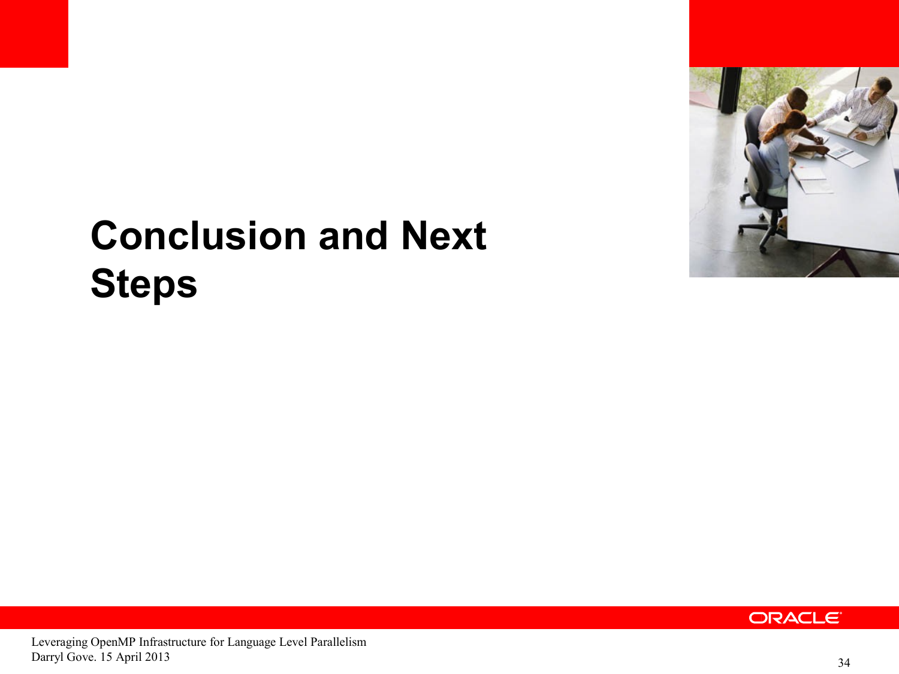# Conclusion and Next Steps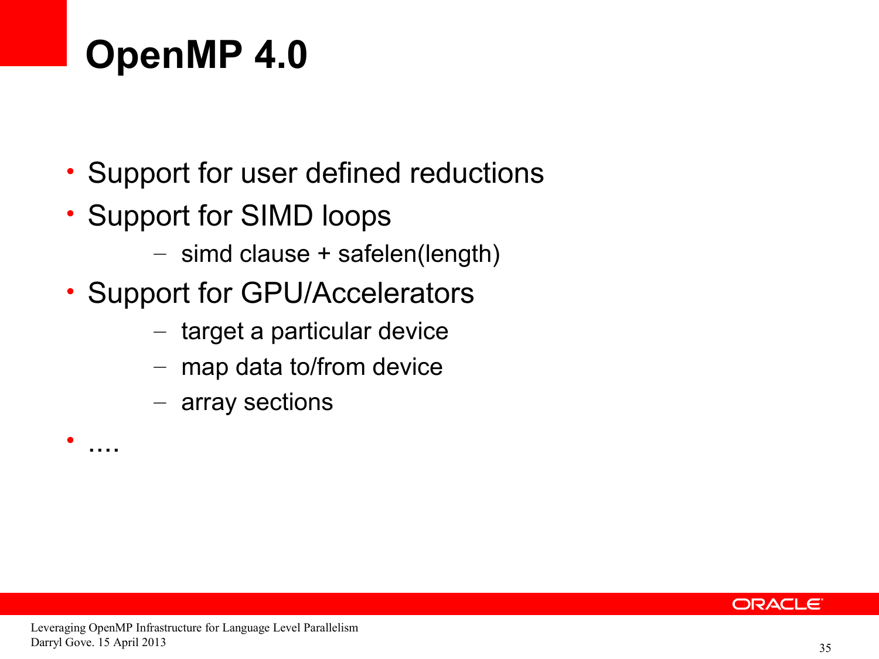# OpenMP 4.0

- Support for user defined reductions
- Support for SIMD loops
  - simd clause + safelen(length)
- Support for GPU/Accelerators
  - target a particular device
  - map data to/from device
  - array sections
- ....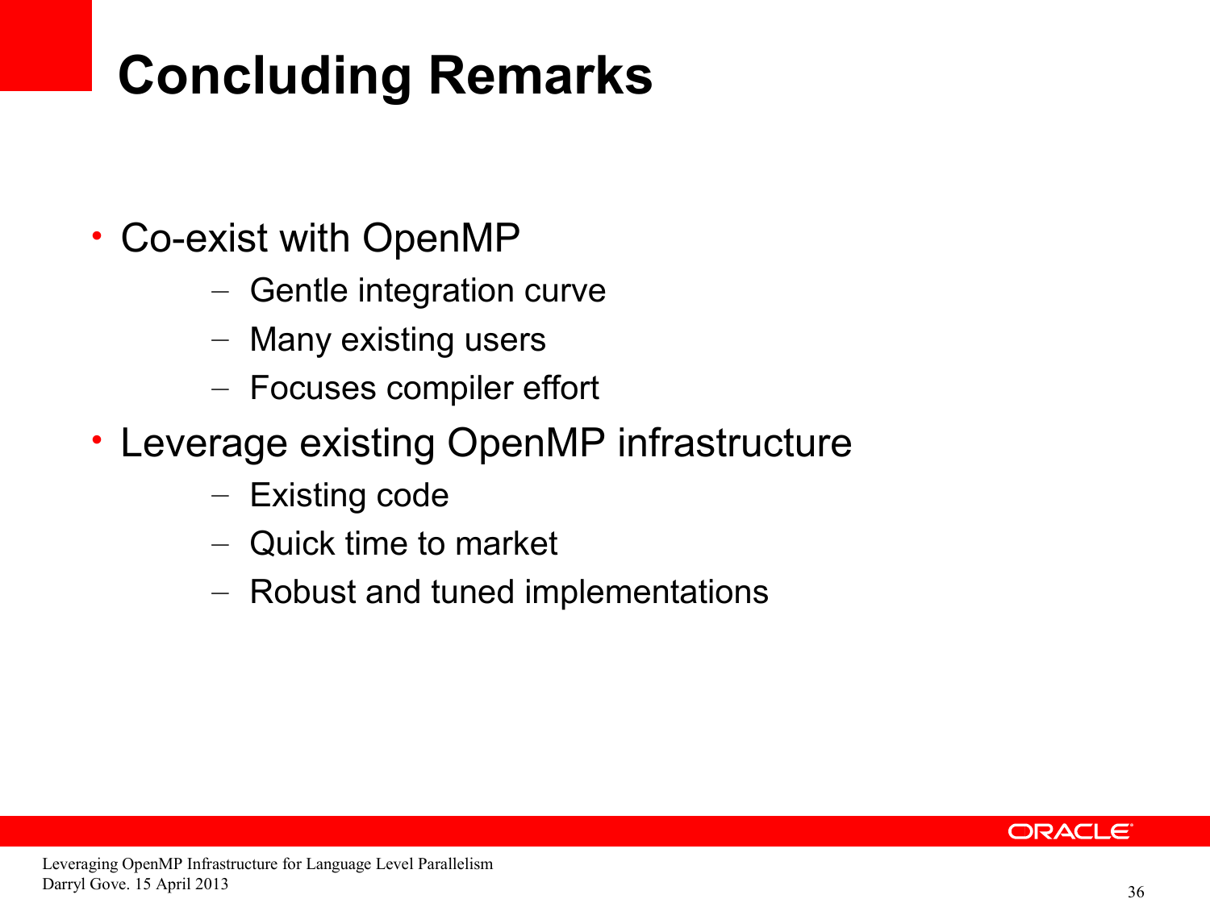# Concluding Remarks

- Co-exist with OpenMP
  - Gentle integration curve
  - Many existing users
  - Focuses compiler effort
- Leverage existing OpenMP infrastructure
  - Existing code
  - Quick time to market
  - Robust and tuned implementations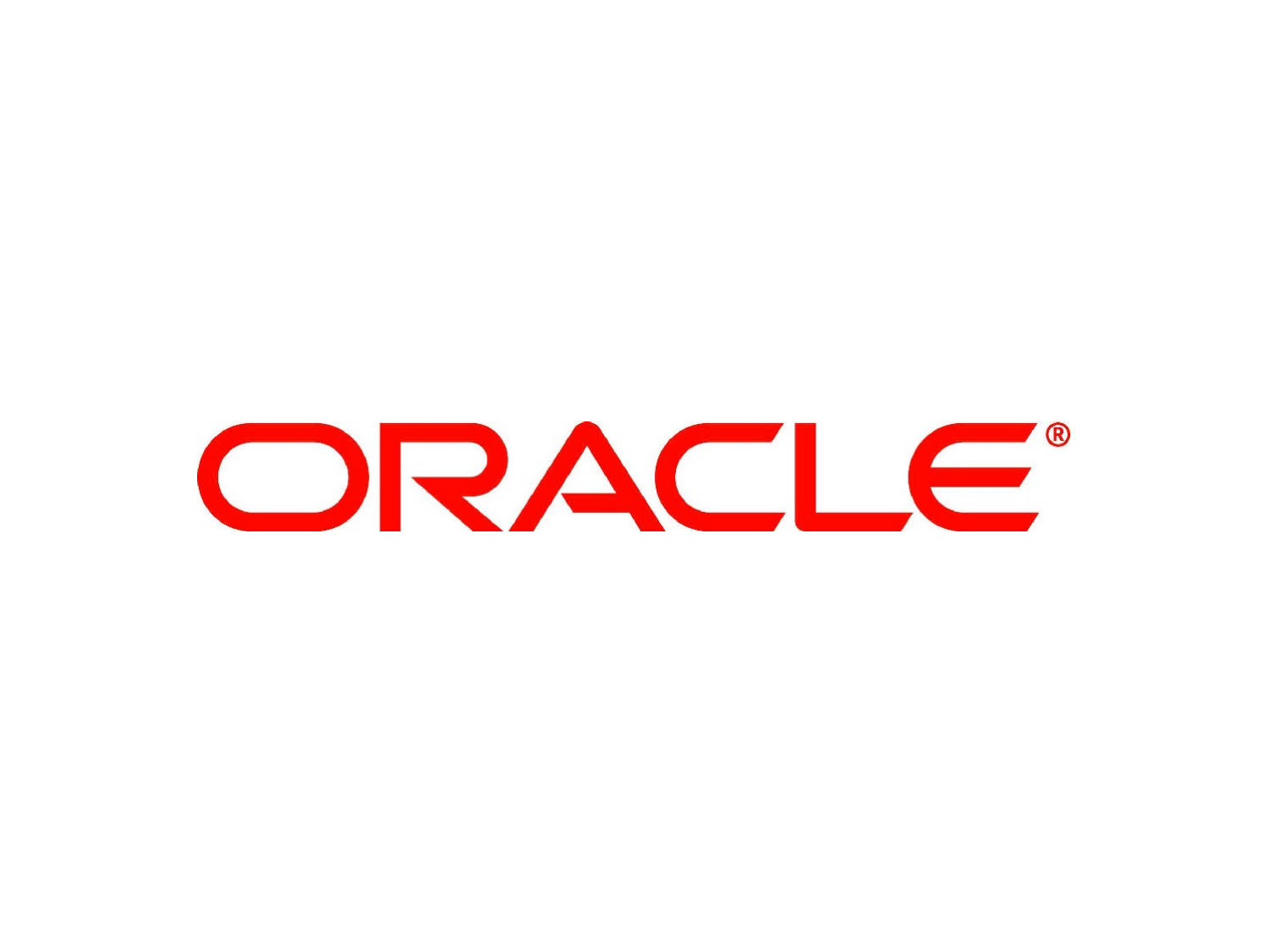ORACLE®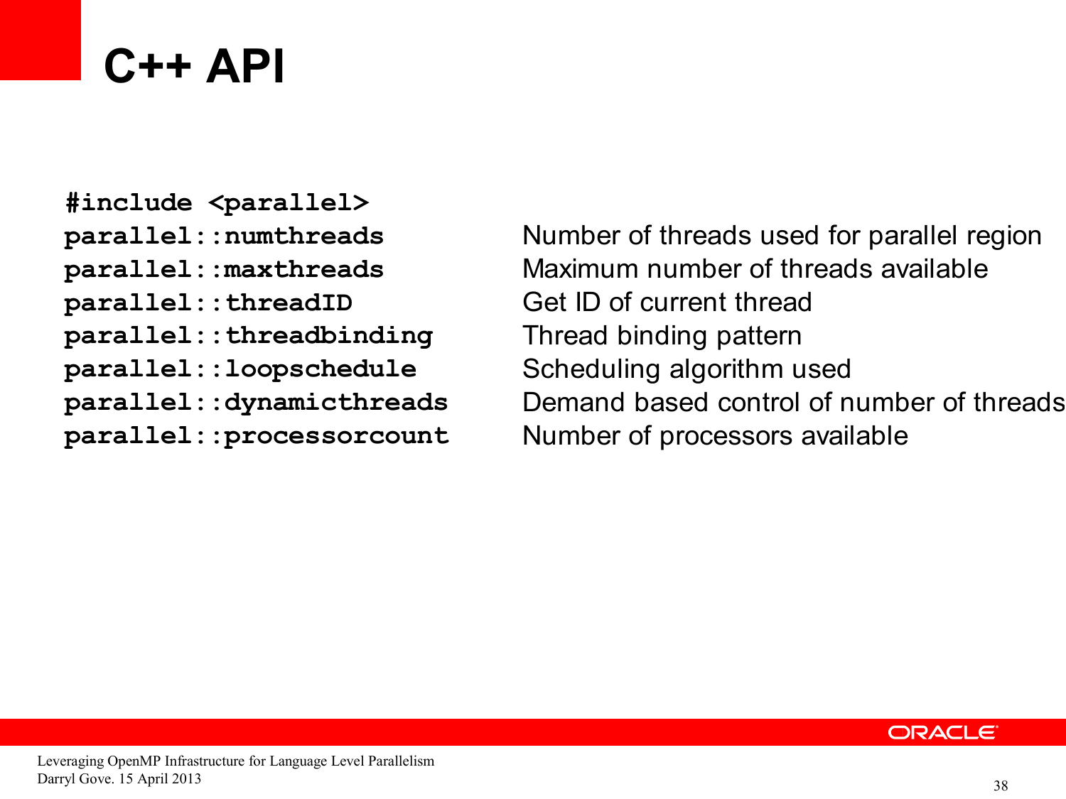# C++ API

| | |
|---|---|
| `#include <parallel>` | |
| `parallel::numthreads` | Number of threads used for parallel region |
| `parallel::maxthreads` | Maximum number of threads available |
| `parallel::threadID` | Get ID of current thread |
| `parallel::threadbinding` | Thread binding pattern |
| `parallel::loopschedule` | Scheduling algorithm used |
| `parallel::dynamicthreads` | Demand based control of number of threads |
| `parallel::processorcount` | Number of processors available |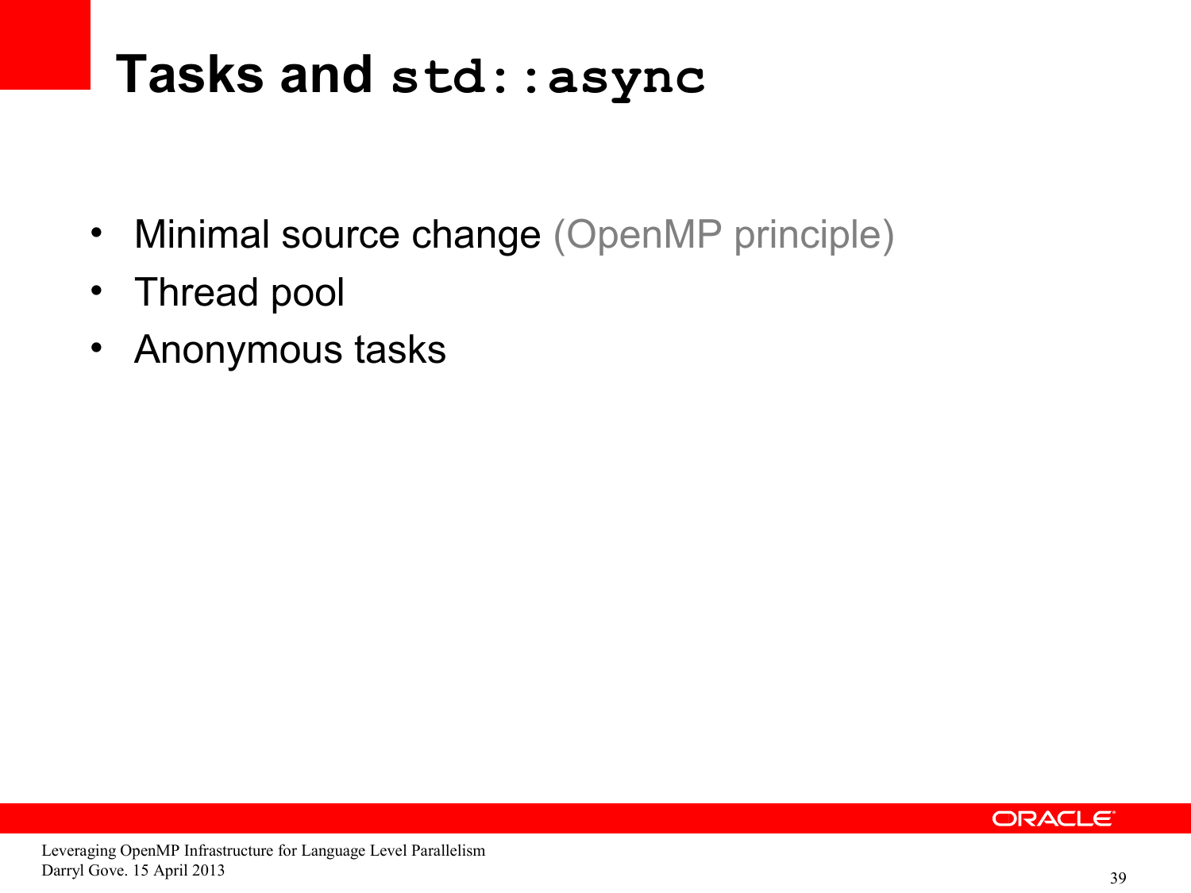# Tasks and `std::async`

- Minimal source change (OpenMP principle)
- Thread pool
- Anonymous tasks